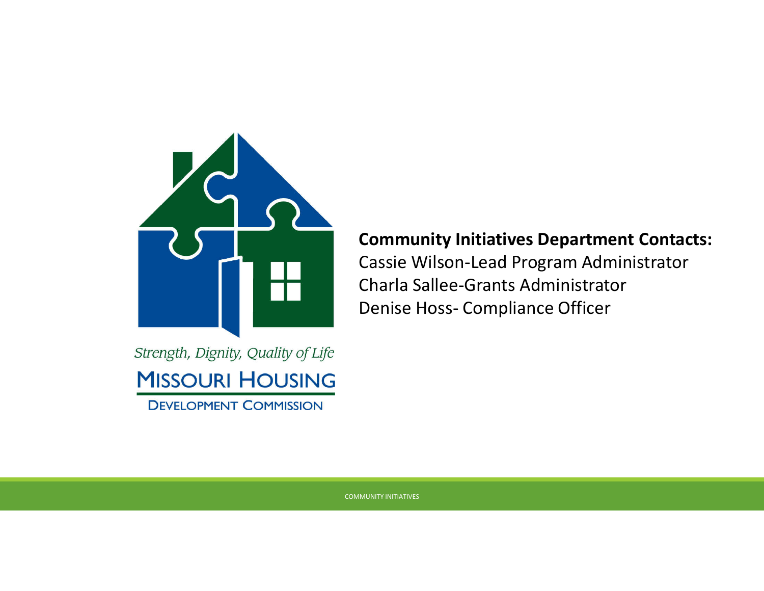Strength, Dignity, Quality of Life

MISSOURI HOUSING

DEVELOPMENT COMMISSION

**Community Initiatives Department Contacts:**

Cassie Wilson-Lead Program Administrator

Charla Sallee-Grants Administrator

Denise Hoss- Compliance Officer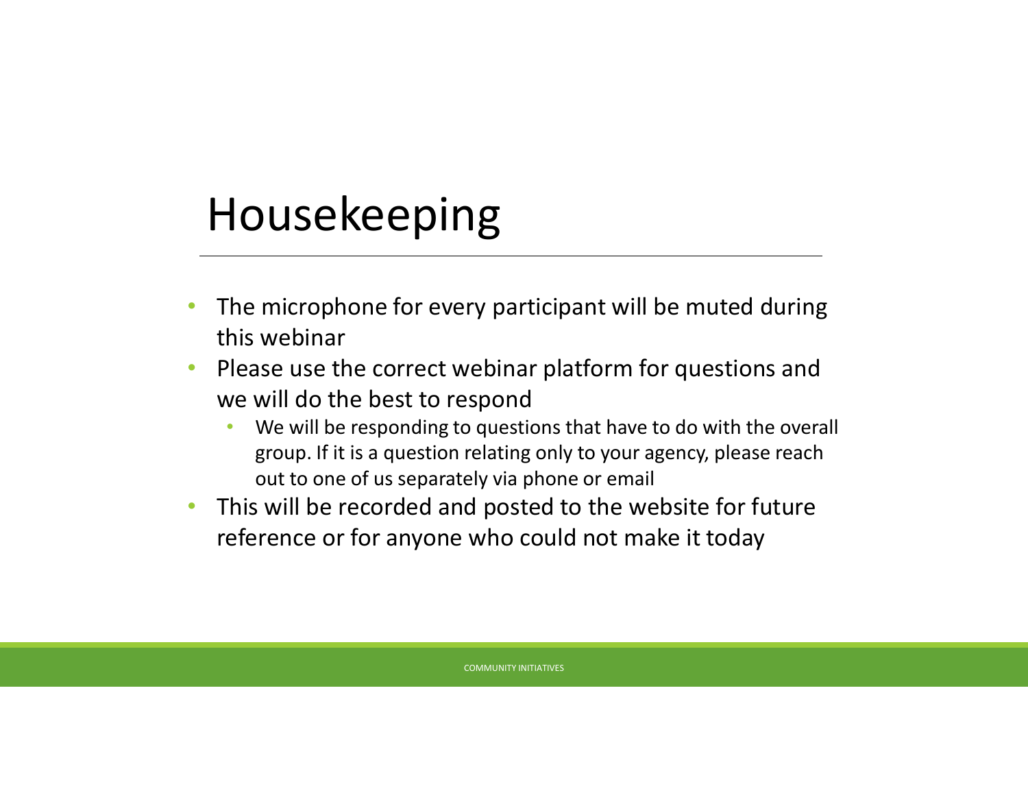# Housekeeping

- The microphone for every participant will be muted during this webinar
- Please use the correct webinar platform for questions and we will do the best to respond
  - We will be responding to questions that have to do with the overall group. If it is a question relating only to your agency, please reach out to one of us separately via phone or email
- This will be recorded and posted to the website for future reference or for anyone who could not make it today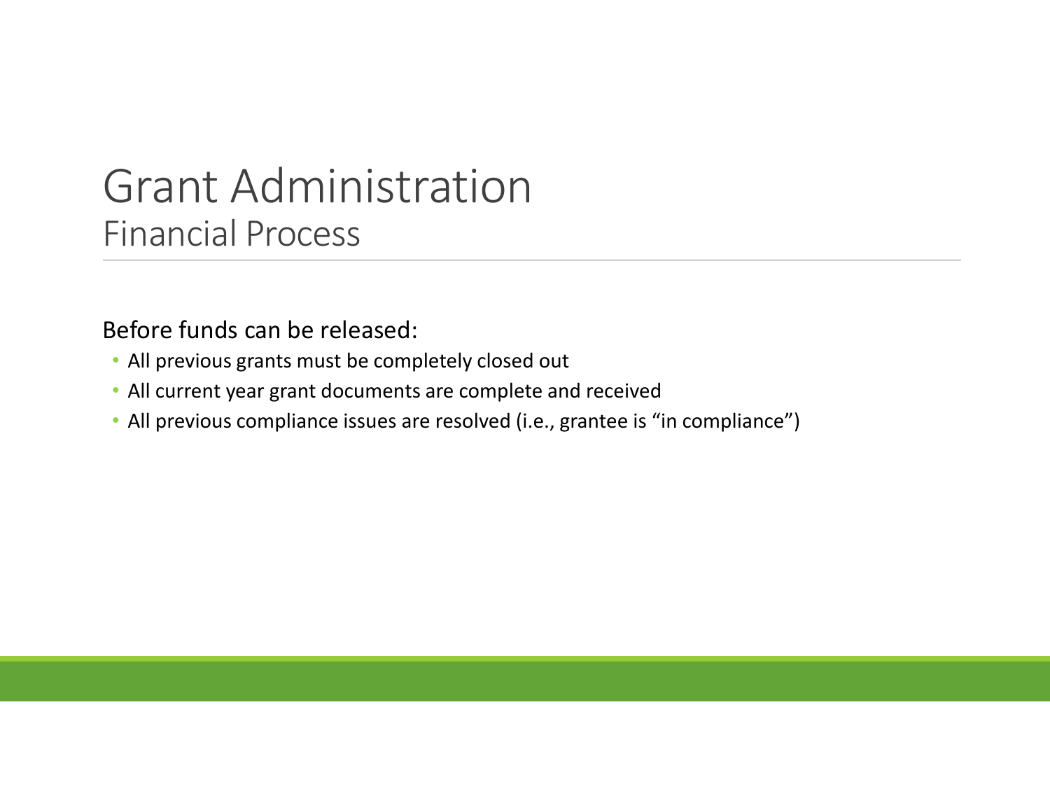# Grant Administration

## Financial Process

Before funds can be released:

- All previous grants must be completely closed out
- All current year grant documents are complete and received
- All previous compliance issues are resolved (i.e., grantee is "in compliance")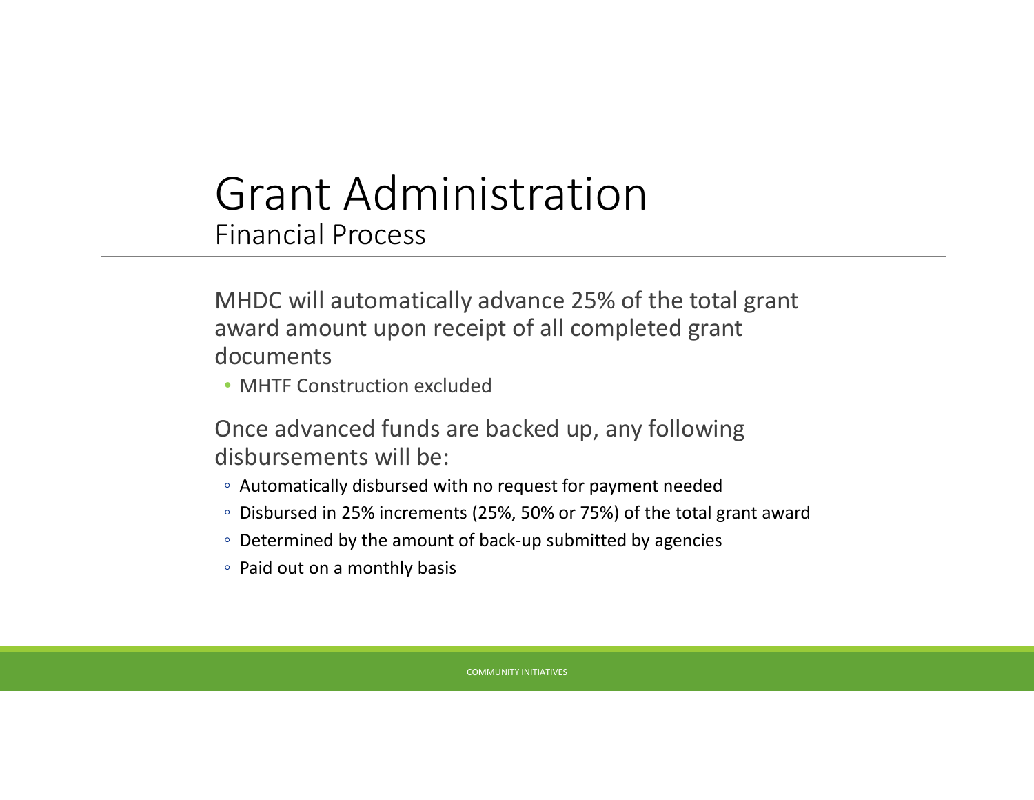# Grant Administration

## Financial Process

MHDC will automatically advance 25% of the total grant award amount upon receipt of all completed grant documents

- MHTF Construction excluded

Once advanced funds are backed up, any following disbursements will be:

- Automatically disbursed with no request for payment needed
- Disbursed in 25% increments (25%, 50% or 75%) of the total grant award
- Determined by the amount of back-up submitted by agencies
- Paid out on a monthly basis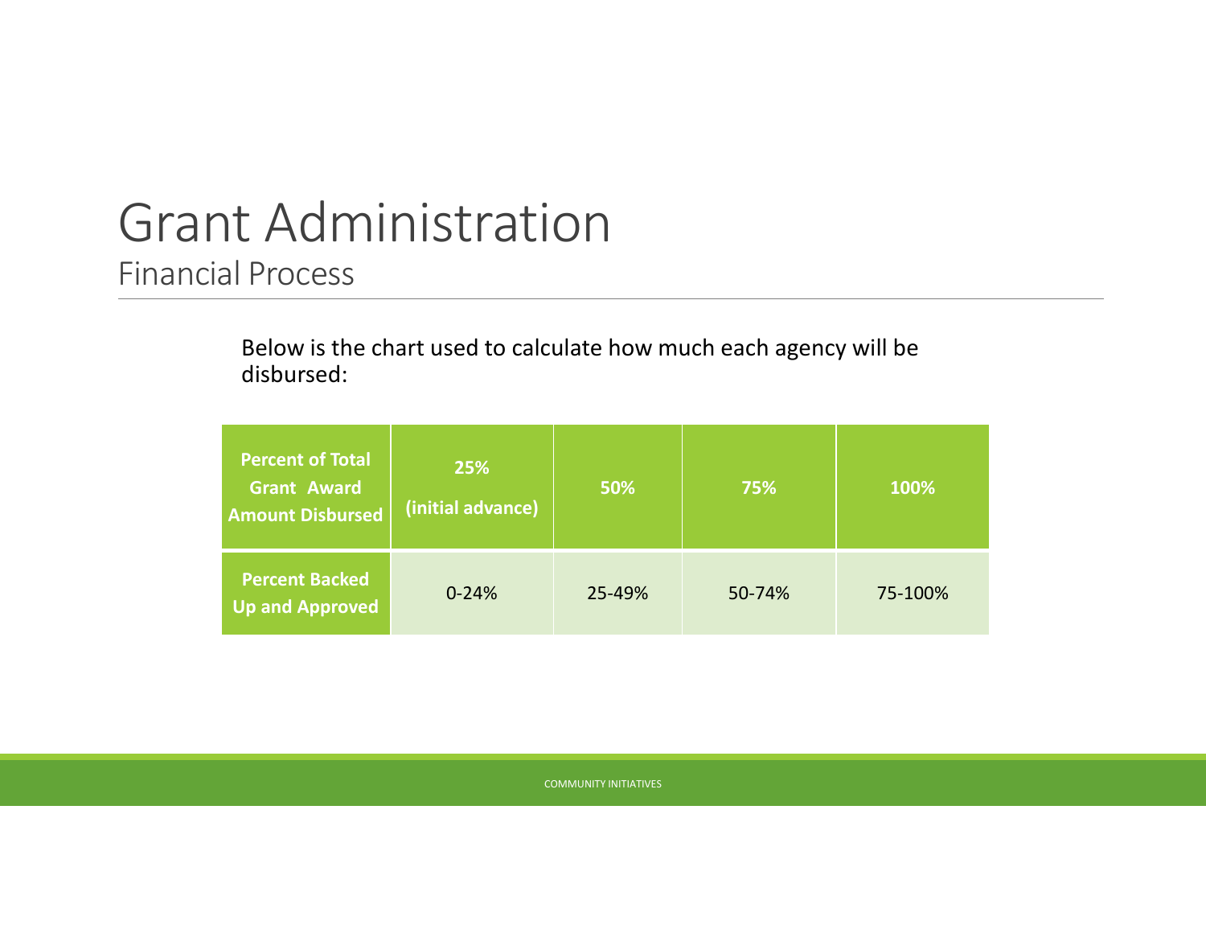# Grant Administration

## Financial Process

Below is the chart used to calculate how much each agency will be disbursed:

| **Percent of Total Grant Award Amount Disbursed** | **25% (initial advance)** | **50%** | **75%** | **100%** |
|---|---|---|---|---|
| **Percent Backed Up and Approved** | 0-24% | 25-49% | 50-74% | 75-100% |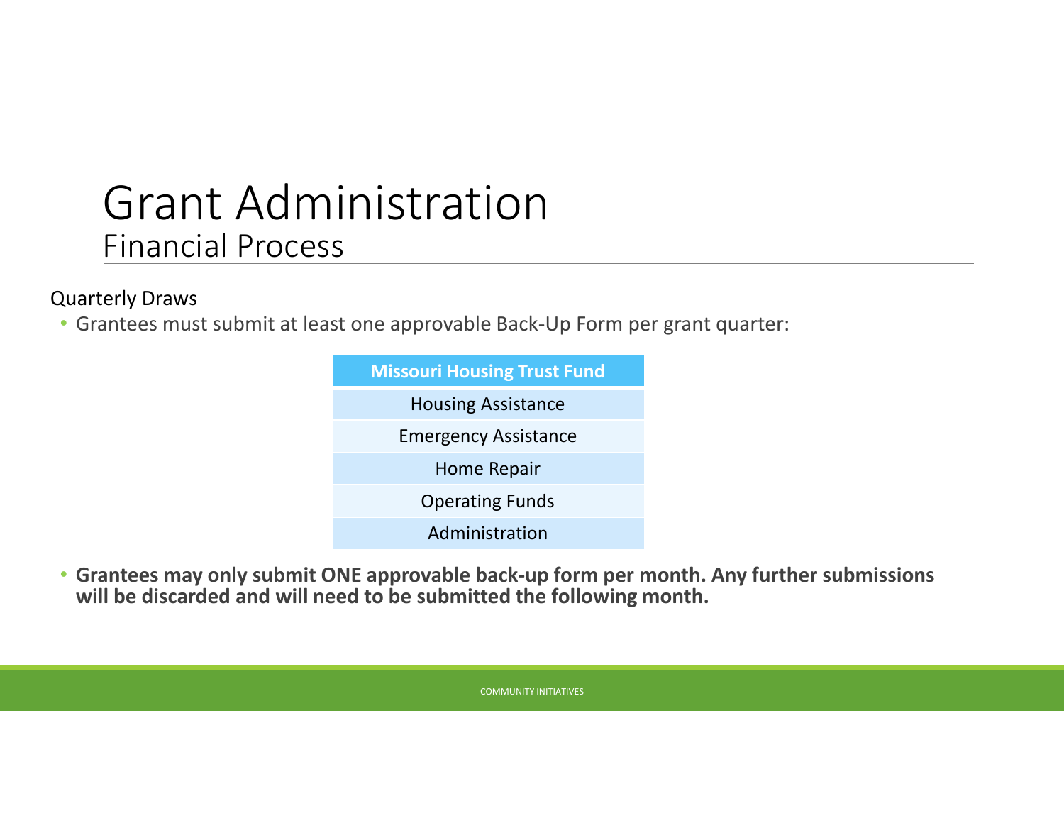# Grant Administration

## Financial Process

Quarterly Draws

- Grantees must submit at least one approvable Back-Up Form per grant quarter:

| Missouri Housing Trust Fund |
|---|
| Housing Assistance |
| Emergency Assistance |
| Home Repair |
| Operating Funds |
| Administration |

- **Grantees may only submit ONE approvable back-up form per month. Any further submissions will be discarded and will need to be submitted the following month.**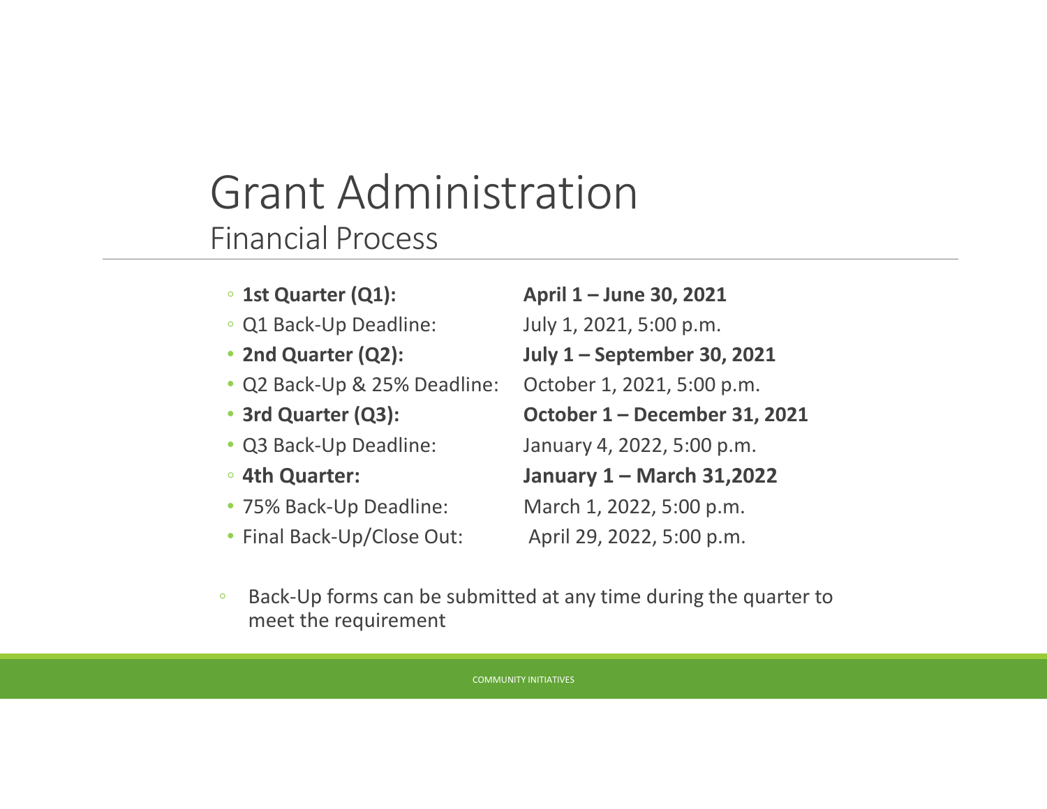# Grant Administration

## Financial Process

- **1st Quarter (Q1):** **April 1 – June 30, 2021**
- Q1 Back-Up Deadline: July 1, 2021, 5:00 p.m.
- **2nd Quarter (Q2):** **July 1 – September 30, 2021**
- Q2 Back-Up & 25% Deadline: October 1, 2021, 5:00 p.m.
- **3rd Quarter (Q3):** **October 1 – December 31, 2021**
- Q3 Back-Up Deadline: January 4, 2022, 5:00 p.m.
- **4th Quarter:** **January 1 – March 31,2022**
- 75% Back-Up Deadline: March 1, 2022, 5:00 p.m.
- Final Back-Up/Close Out: April 29, 2022, 5:00 p.m.

- Back-Up forms can be submitted at any time during the quarter to meet the requirement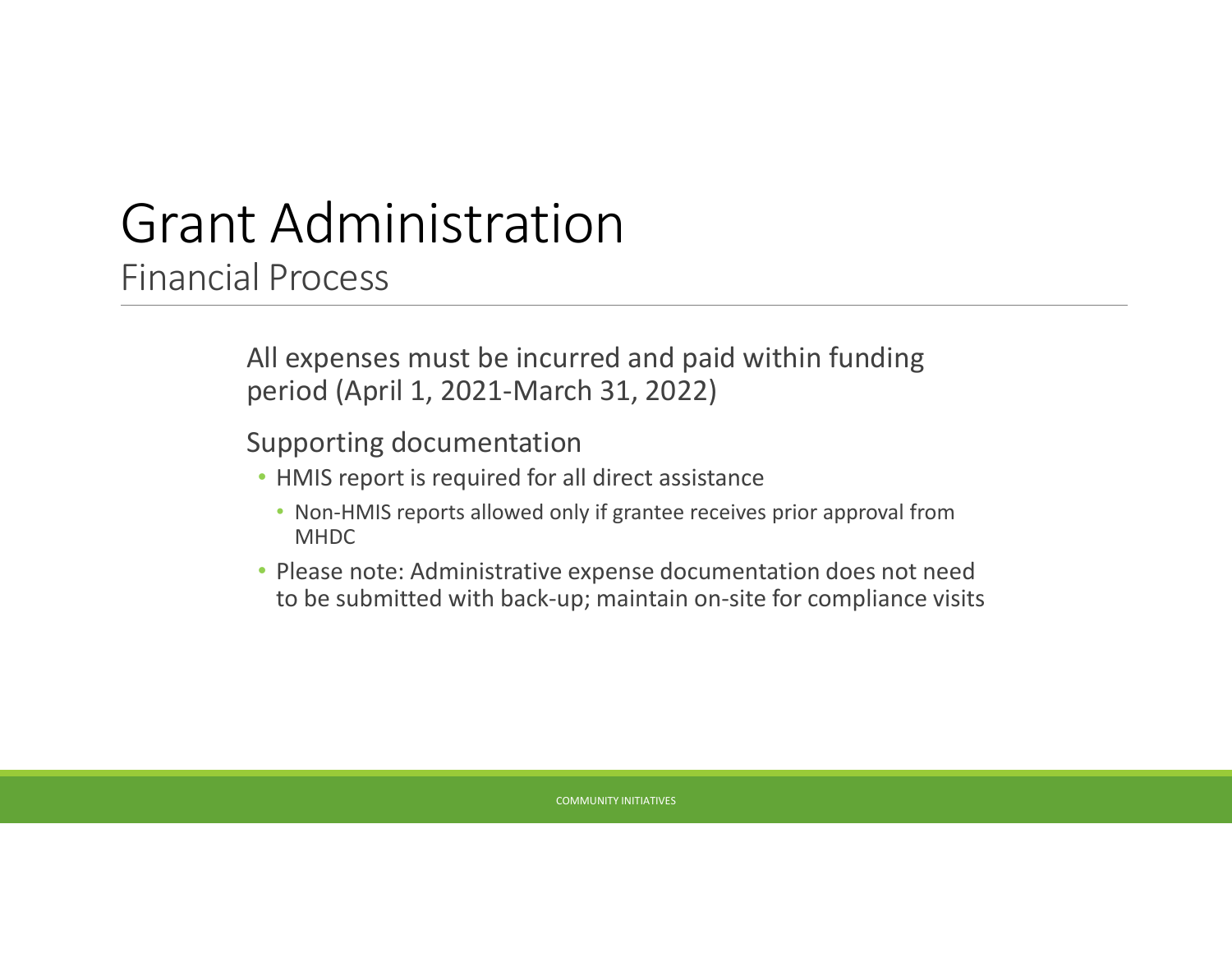# Grant Administration

## Financial Process

All expenses must be incurred and paid within funding period (April 1, 2021-March 31, 2022)

Supporting documentation

- HMIS report is required for all direct assistance
  - Non-HMIS reports allowed only if grantee receives prior approval from MHDC
- Please note: Administrative expense documentation does not need to be submitted with back-up; maintain on-site for compliance visits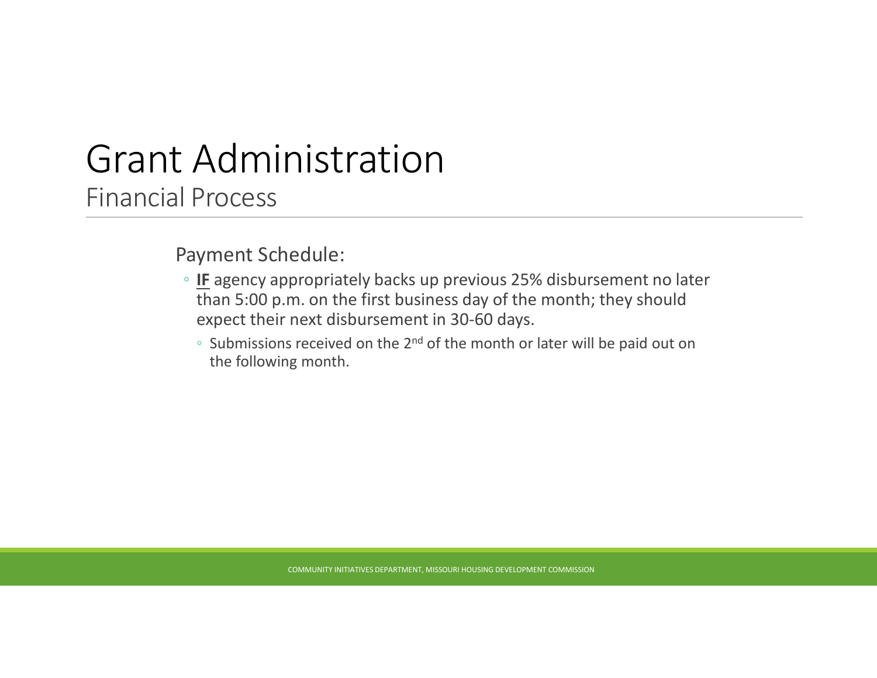# Grant Administration

## Financial Process

Payment Schedule:

- **IF** agency appropriately backs up previous 25% disbursement no later than 5:00 p.m. on the first business day of the month; they should expect their next disbursement in 30-60 days.
  - Submissions received on the 2nd of the month or later will be paid out on the following month.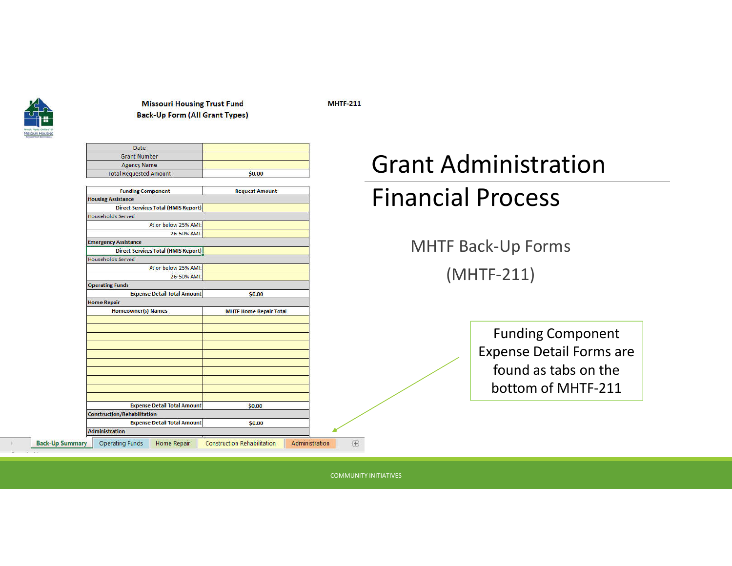# Grant Administration

# Financial Process

## MHTF Back-Up Forms

## (MHTF-211)

**Missouri Housing Trust Fund**
**Back-Up Form (All Grant Types)**

**MHTF-211**

| Date | |
|---|---|
| Grant Number | |
| Agency Name | |
| Total Requested Amount | $0.00 |

| Funding Component | Request Amount |
|---|---|
| **Housing Assistance** | |
| Direct Services Total (HMIS Report) | |
| Households Served | |
| At or below 25% AMI: | |
| 26-50% AMI: | |
| **Emergency Assistance** | |
| Direct Services Total (HMIS Report) | |
| Households Served | |
| At or below 25% AMI: | |
| 26-50% AMI: | |
| **Operating Funds** | |
| Expense Detail Total Amount | $0.00 |
| **Home Repair** | |
| **Homeowner(s) Names** | **MHTF Home Repair Total** |
| | |
| | |
| | |
| | |
| | |
| | |
| | |
| | |
| | |
| | |
| Expense Detail Total Amount | $0.00 |
| **Construction/Rehabilitation** | |
| Expense Detail Total Amount | $0.00 |
| **Administration** | |

Tabs: Back-Up Summary | Operating Funds | Home Repair | Construction Rehabilitation | Administration

Funding Component Expense Detail Forms are found as tabs on the bottom of MHTF-211

COMMUNITY INITIATIVES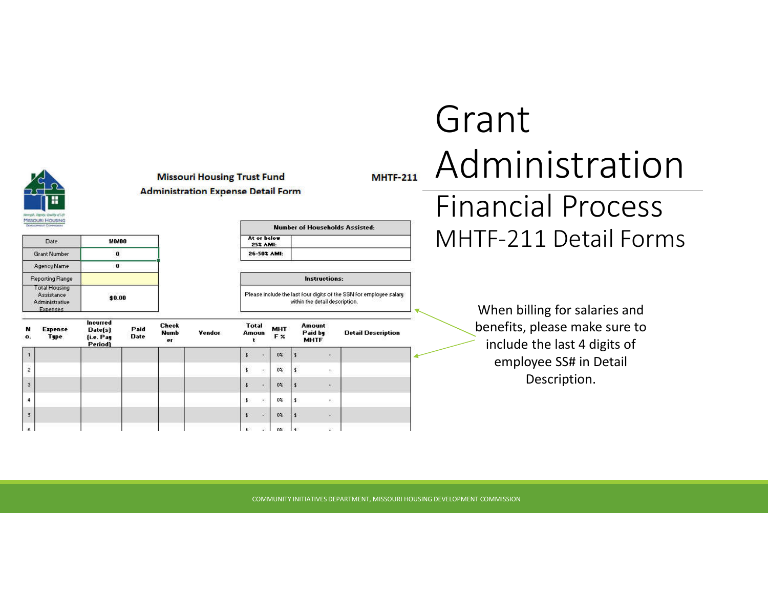# Grant Administration

## Financial Process

### MHTF-211 Detail Forms

**Missouri Housing Trust Fund**
**Administration Expense Detail Form**

**MHTF-211**

| Date | 1/0/00 |
|---|---|
| Grant Number | 0 |
| Agency Name | 0 |
| Reporting Range | |
| Total Housing Assistance Administrative Expenses | $0.00 |

| Number of Households Assisted: | |
|---|---|
| At or below 25% AMI: | |
| 26-50% AMI: | |

| Instructions: |
|---|
| Please include the last four digits of the SSN for employee salary within the detail description. |

| No. | Expense Type | Incurred Date(s) (i.e. Pay Period) | Paid Date | Check Number | Vendor | Total Amount | MHTF % | Amount Paid by MHTF | Detail Description |
|---|---|---|---|---|---|---|---|---|---|
| 1 | | | | | | $ - | 0% | $ - | |
| 2 | | | | | | $ - | 0% | $ - | |
| 3 | | | | | | $ - | 0% | $ - | |
| 4 | | | | | | $ - | 0% | $ - | |
| 5 | | | | | | $ - | 0% | $ - | |
| 6 | | | | | | $ - | 0% | $ - | |

When billing for salaries and benefits, please make sure to include the last 4 digits of employee SS# in Detail Description.

COMMUNITY INITIATIVES DEPARTMENT, MISSOURI HOUSING DEVELOPMENT COMMISSION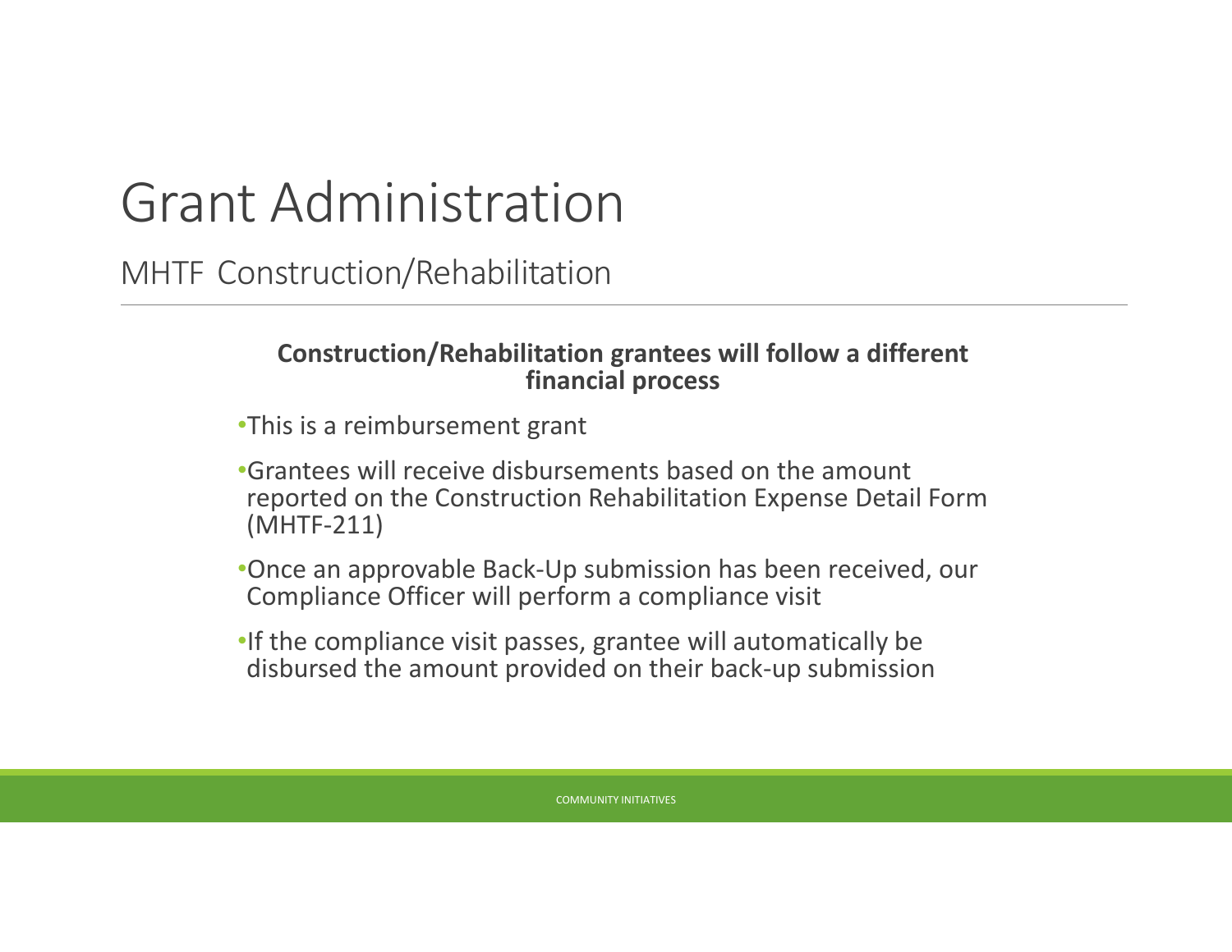# Grant Administration

## MHTF Construction/Rehabilitation

**Construction/Rehabilitation grantees will follow a different financial process**

- This is a reimbursement grant
- Grantees will receive disbursements based on the amount reported on the Construction Rehabilitation Expense Detail Form (MHTF-211)
- Once an approvable Back-Up submission has been received, our Compliance Officer will perform a compliance visit
- If the compliance visit passes, grantee will automatically be disbursed the amount provided on their back-up submission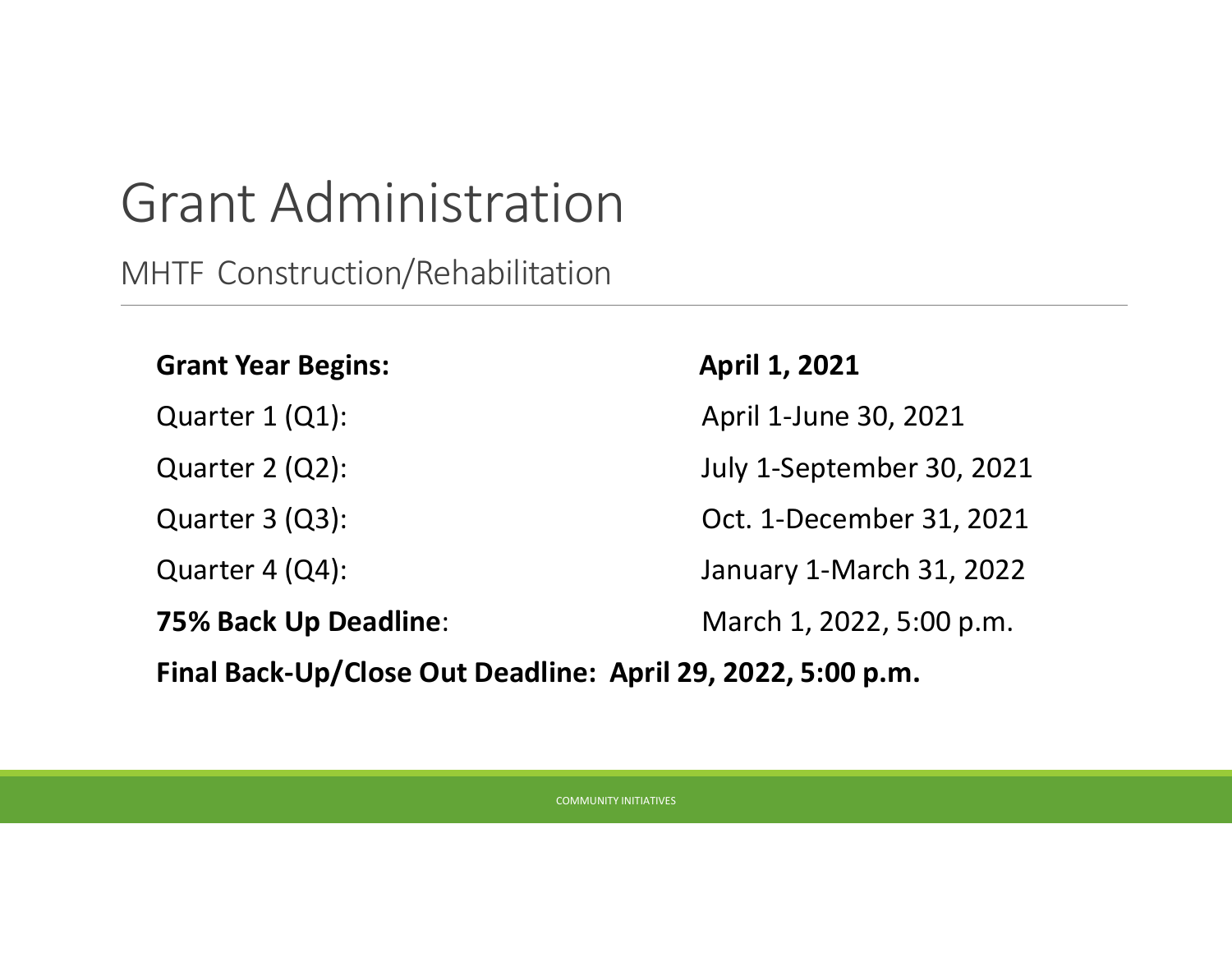# Grant Administration

## MHTF Construction/Rehabilitation

| | |
|---|---|
| **Grant Year Begins:** | **April 1, 2021** |
| Quarter 1 (Q1): | April 1-June 30, 2021 |
| Quarter 2 (Q2): | July 1-September 30, 2021 |
| Quarter 3 (Q3): | Oct. 1-December 31, 2021 |
| Quarter 4 (Q4): | January 1-March 31, 2022 |
| **75% Back Up Deadline**: | March 1, 2022, 5:00 p.m. |

**Final Back-Up/Close Out Deadline: April 29, 2022, 5:00 p.m.**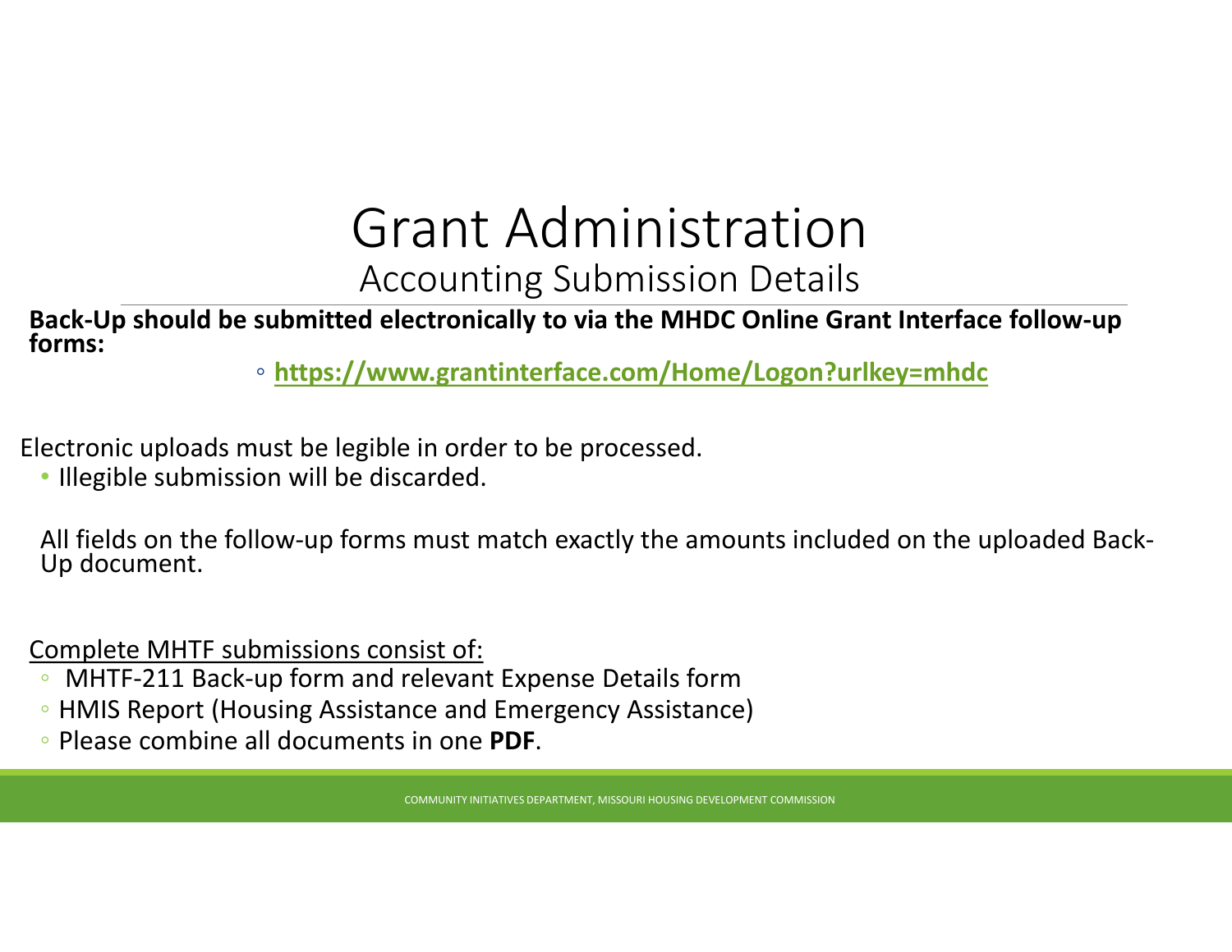# Grant Administration

## Accounting Submission Details

**Back-Up should be submitted electronically to via the MHDC Online Grant Interface follow-up forms:**

- **https://www.grantinterface.com/Home/Logon?urlkey=mhdc**

Electronic uploads must be legible in order to be processed.

- Illegible submission will be discarded.

All fields on the follow-up forms must match exactly the amounts included on the uploaded Back-Up document.

Complete MHTF submissions consist of:

- MHTF-211 Back-up form and relevant Expense Details form
- HMIS Report (Housing Assistance and Emergency Assistance)
- Please combine all documents in one **PDF**.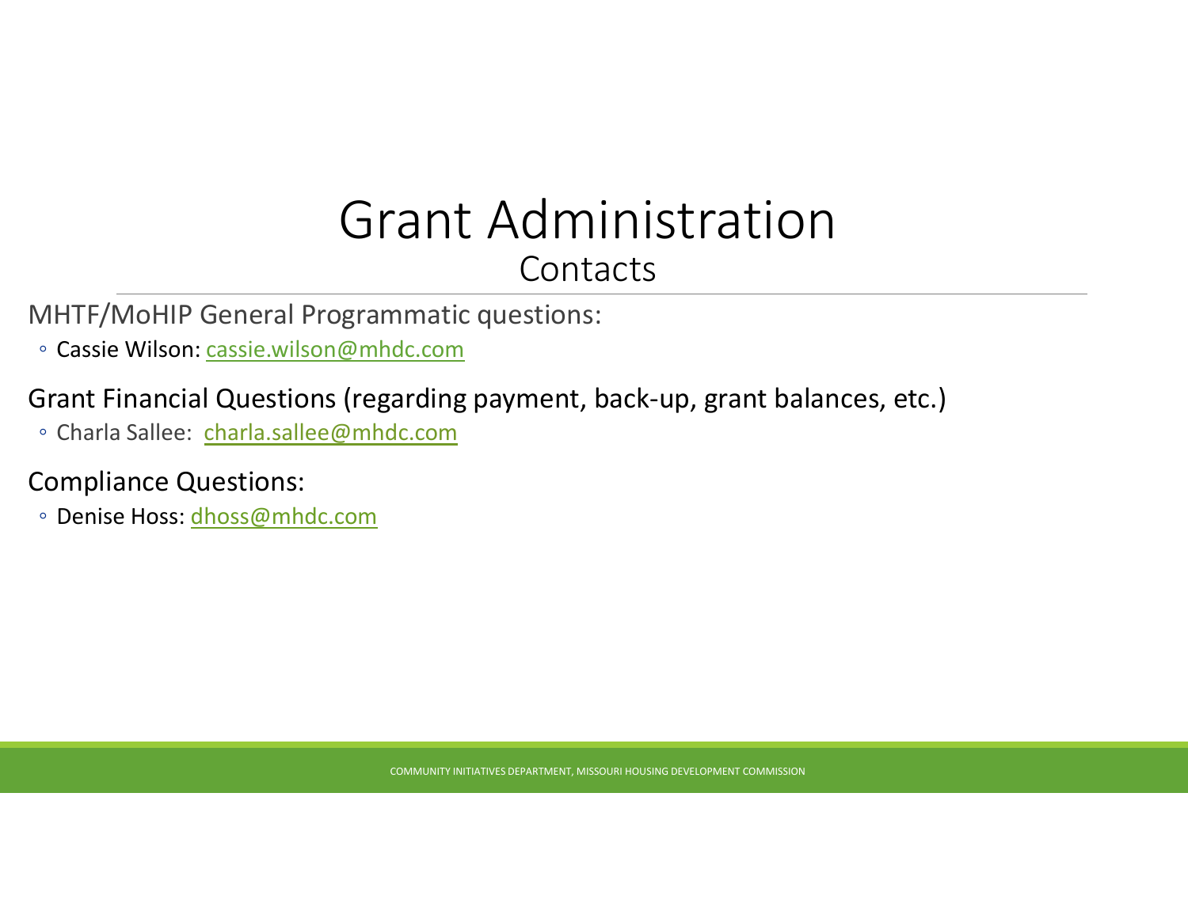# Grant Administration

## Contacts

MHTF/MoHIP General Programmatic questions:

- Cassie Wilson: cassie.wilson@mhdc.com

Grant Financial Questions (regarding payment, back-up, grant balances, etc.)

- Charla Sallee: charla.sallee@mhdc.com

Compliance Questions:

- Denise Hoss: dhoss@mhdc.com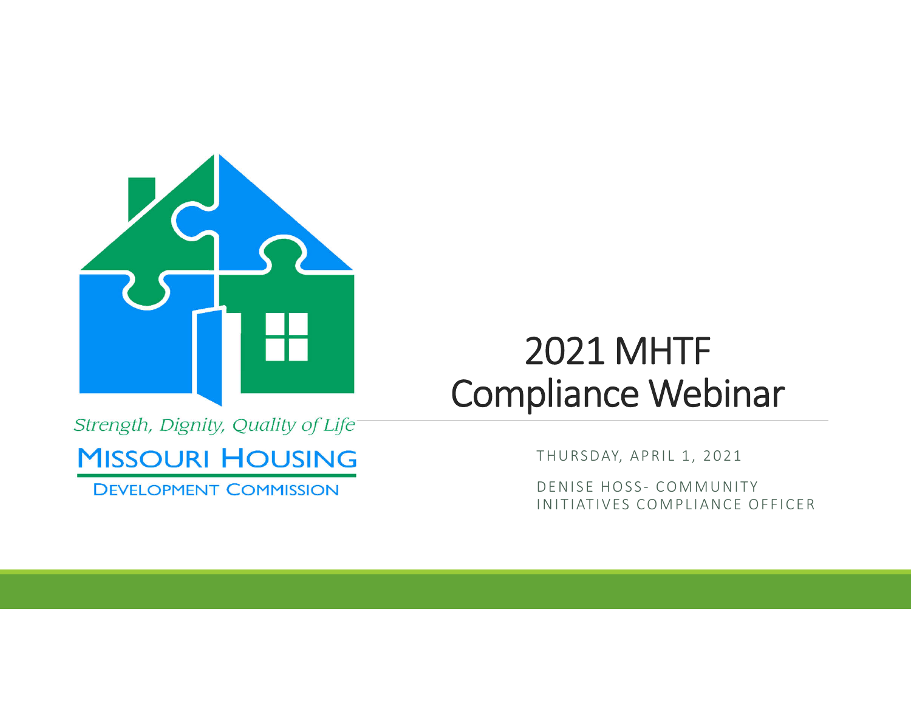Strength, Dignity, Quality of Life

MISSOURI HOUSING DEVELOPMENT COMMISSION

# 2021 MHTF Compliance Webinar

THURSDAY, APRIL 1, 2021

DENISE HOSS- COMMUNITY INITIATIVES COMPLIANCE OFFICER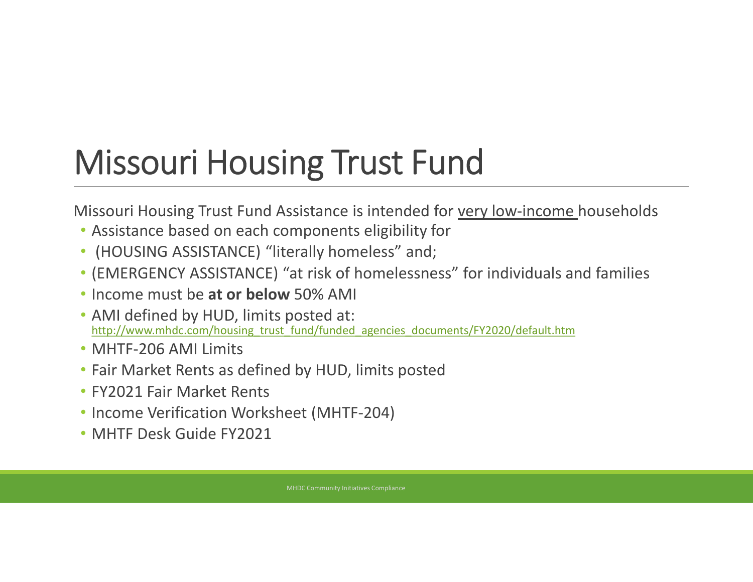# Missouri Housing Trust Fund

Missouri Housing Trust Fund Assistance is intended for <u>very low-income</u> households

- Assistance based on each components eligibility for
- (HOUSING ASSISTANCE) "literally homeless" and;
- (EMERGENCY ASSISTANCE) "at risk of homelessness" for individuals and families
- Income must be **at or below** 50% AMI
- AMI defined by HUD, limits posted at: http://www.mhdc.com/housing_trust_fund/funded_agencies_documents/FY2020/default.htm
- MHTF-206 AMI Limits
- Fair Market Rents as defined by HUD, limits posted
- FY2021 Fair Market Rents
- Income Verification Worksheet (MHTF-204)
- MHTF Desk Guide FY2021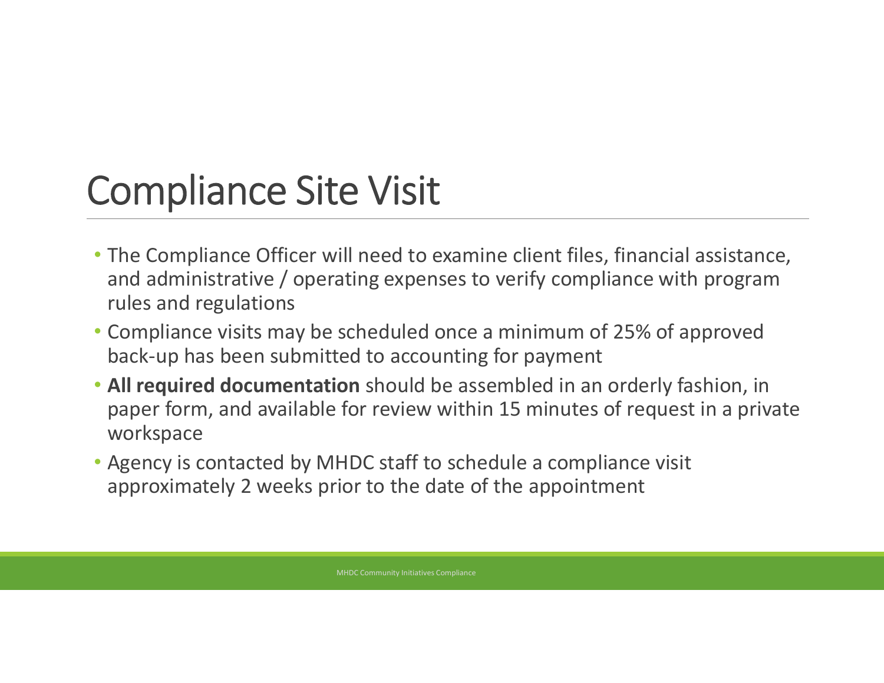# Compliance Site Visit

- The Compliance Officer will need to examine client files, financial assistance, and administrative / operating expenses to verify compliance with program rules and regulations
- Compliance visits may be scheduled once a minimum of 25% of approved back-up has been submitted to accounting for payment
- **All required documentation** should be assembled in an orderly fashion, in paper form, and available for review within 15 minutes of request in a private workspace
- Agency is contacted by MHDC staff to schedule a compliance visit approximately 2 weeks prior to the date of the appointment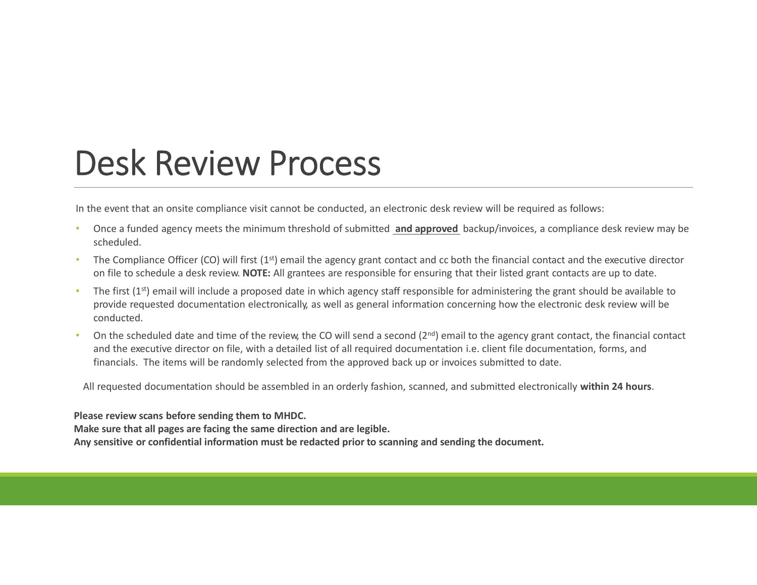# Desk Review Process

In the event that an onsite compliance visit cannot be conducted, an electronic desk review will be required as follows:

- Once a funded agency meets the minimum threshold of submitted **and approved** backup/invoices, a compliance desk review may be scheduled.
- The Compliance Officer (CO) will first (1st) email the agency grant contact and cc both the financial contact and the executive director on file to schedule a desk review. **NOTE:** All grantees are responsible for ensuring that their listed grant contacts are up to date.
- The first (1st) email will include a proposed date in which agency staff responsible for administering the grant should be available to provide requested documentation electronically, as well as general information concerning how the electronic desk review will be conducted.
- On the scheduled date and time of the review, the CO will send a second (2nd) email to the agency grant contact, the financial contact and the executive director on file, with a detailed list of all required documentation i.e. client file documentation, forms, and financials. The items will be randomly selected from the approved back up or invoices submitted to date.

All requested documentation should be assembled in an orderly fashion, scanned, and submitted electronically **within 24 hours**.

**Please review scans before sending them to MHDC.**
**Make sure that all pages are facing the same direction and are legible.**
**Any sensitive or confidential information must be redacted prior to scanning and sending the document.**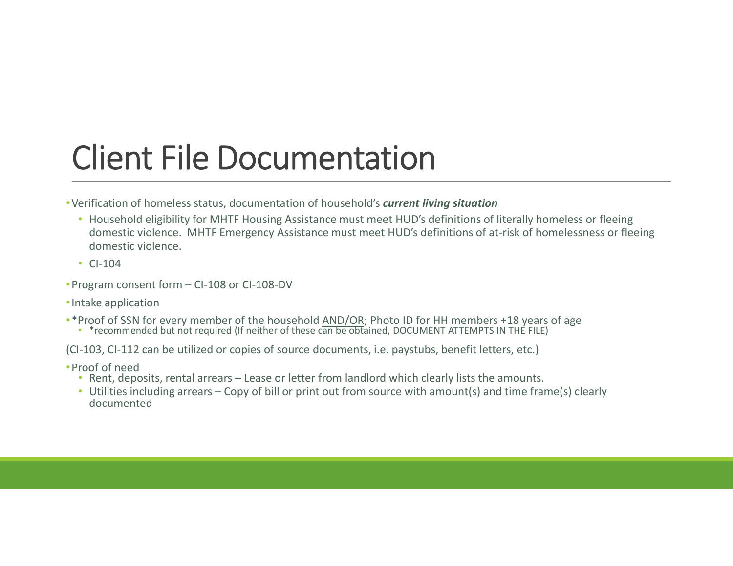# Client File Documentation

- Verification of homeless status, documentation of household's ***<u>current</u> living situation***
  - Household eligibility for MHTF Housing Assistance must meet HUD's definitions of literally homeless or fleeing domestic violence. MHTF Emergency Assistance must meet HUD's definitions of at-risk of homelessness or fleeing domestic violence.
  - CI-104
- Program consent form – CI-108 or CI-108-DV
- Intake application
- *Proof of SSN for every member of the household <u>AND/OR</u>; Photo ID for HH members +18 years of age
  - *recommended but not required (If neither of these can be obtained, DOCUMENT ATTEMPTS IN THE FILE)

(CI-103, CI-112 can be utilized or copies of source documents, i.e. paystubs, benefit letters, etc.)

- Proof of need
  - Rent, deposits, rental arrears – Lease or letter from landlord which clearly lists the amounts.
  - Utilities including arrears – Copy of bill or print out from source with amount(s) and time frame(s) clearly documented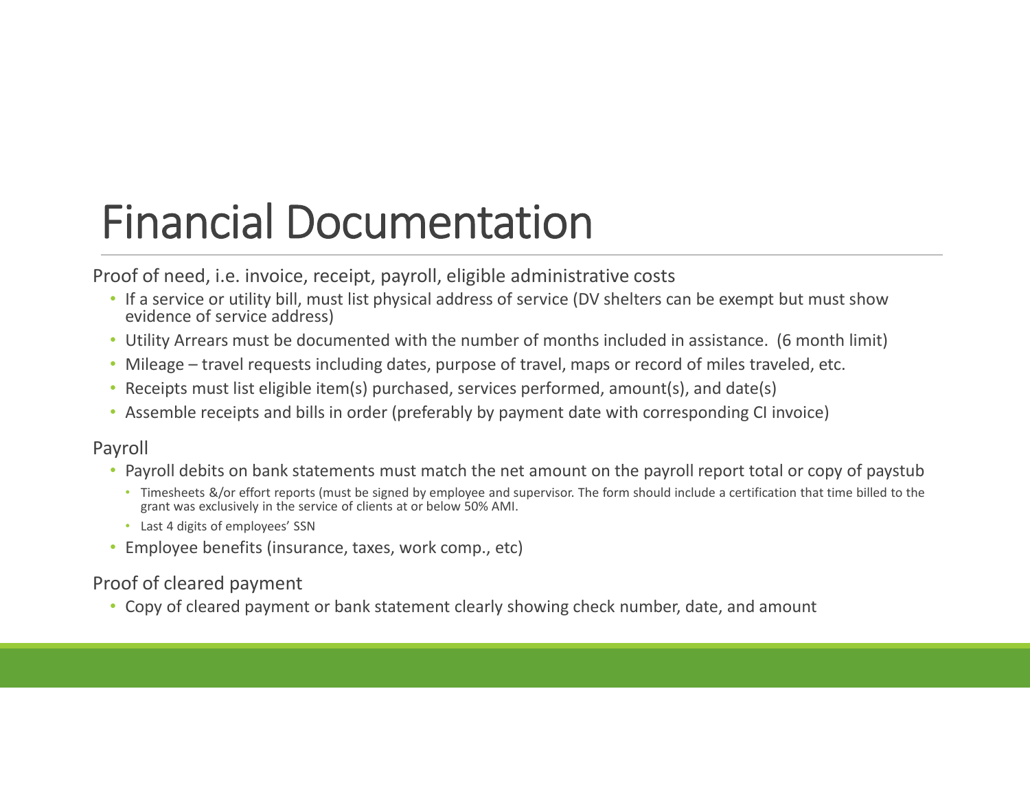# Financial Documentation

Proof of need, i.e. invoice, receipt, payroll, eligible administrative costs

- If a service or utility bill, must list physical address of service (DV shelters can be exempt but must show evidence of service address)
- Utility Arrears must be documented with the number of months included in assistance. (6 month limit)
- Mileage – travel requests including dates, purpose of travel, maps or record of miles traveled, etc.
- Receipts must list eligible item(s) purchased, services performed, amount(s), and date(s)
- Assemble receipts and bills in order (preferably by payment date with corresponding CI invoice)

Payroll

- Payroll debits on bank statements must match the net amount on the payroll report total or copy of paystub
  - Timesheets &/or effort reports (must be signed by employee and supervisor. The form should include a certification that time billed to the grant was exclusively in the service of clients at or below 50% AMI.
  - Last 4 digits of employees' SSN
- Employee benefits (insurance, taxes, work comp., etc)

Proof of cleared payment

- Copy of cleared payment or bank statement clearly showing check number, date, and amount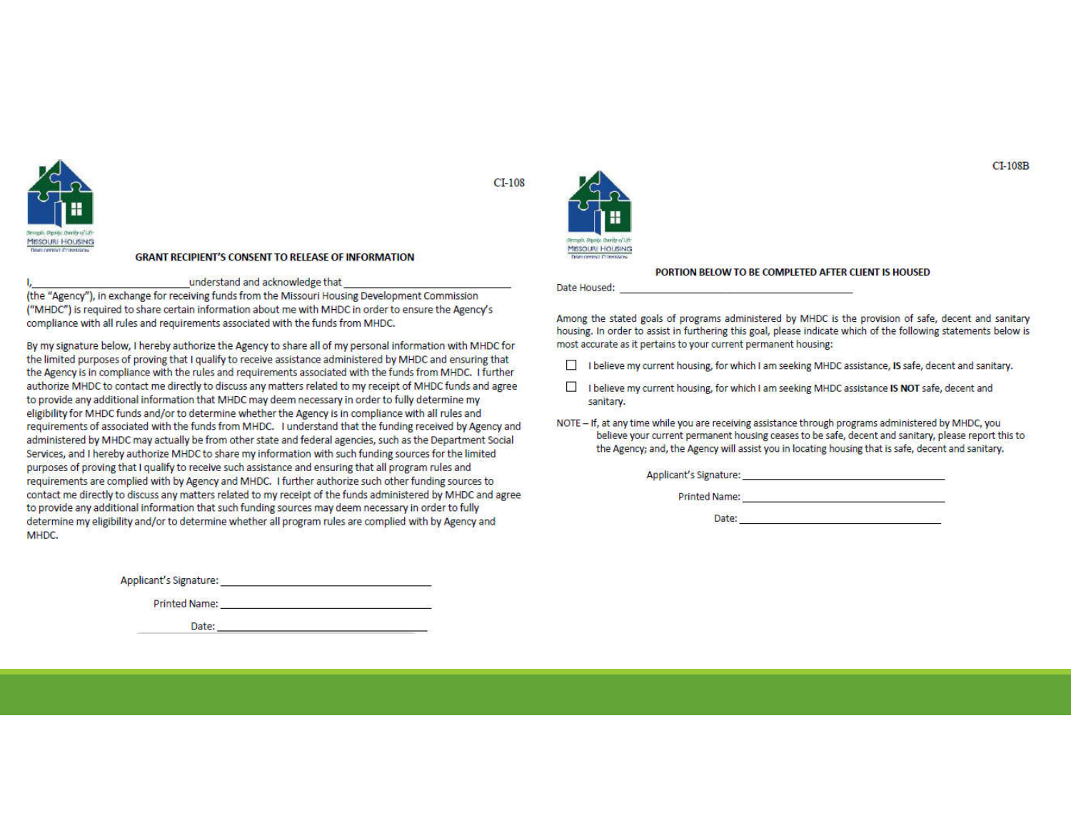CI-108

Strength. Dignity. Quality of Life

MISSOURI HOUSING DEVELOPMENT COMMISSION

## GRANT RECIPIENT'S CONSENT TO RELEASE OF INFORMATION

I,\_\_\_\_\_\_\_\_\_\_\_\_\_\_\_\_\_\_\_\_\_\_\_\_\_\_\_ understand and acknowledge that \_\_\_\_\_\_\_\_\_\_\_\_\_\_\_\_\_\_\_\_\_\_\_\_\_\_\_ (the "Agency"), in exchange for receiving funds from the Missouri Housing Development Commission ("MHDC") is required to share certain information about me with MHDC in order to ensure the Agency's compliance with all rules and requirements associated with the funds from MHDC.

By my signature below, I hereby authorize the Agency to share all of my personal information with MHDC for the limited purposes of proving that I qualify to receive assistance administered by MHDC and ensuring that the Agency is in compliance with the rules and requirements associated with the funds from MHDC. I further authorize MHDC to contact me directly to discuss any matters related to my receipt of MHDC funds and agree to provide any additional information that MHDC may deem necessary in order to fully determine my eligibility for MHDC funds and/or to determine whether the Agency is in compliance with all rules and requirements of associated with the funds from MHDC. I understand that the funding received by Agency and administered by MHDC may actually be from other state and federal agencies, such as the Department Social Services, and I hereby authorize MHDC to share my information with such funding sources for the limited purposes of proving that I qualify to receive such assistance and ensuring that all program rules and requirements are complied with by Agency and MHDC. I further authorize such other funding sources to contact me directly to discuss any matters related to my receipt of the funds administered by MHDC and agree to provide any additional information that such funding sources may deem necessary in order to fully determine my eligibility and/or to determine whether all program rules are complied with by Agency and MHDC.

Applicant's Signature: \_\_\_\_\_\_\_\_\_\_\_\_\_\_\_\_\_\_\_\_\_\_\_\_\_\_\_\_

Printed Name: \_\_\_\_\_\_\_\_\_\_\_\_\_\_\_\_\_\_\_\_\_\_\_\_\_\_\_\_

Date: \_\_\_\_\_\_\_\_\_\_\_\_\_\_\_\_\_\_\_\_\_\_\_\_\_\_\_\_

CI-108B

Strength. Dignity. Quality of Life

MISSOURI HOUSING DEVELOPMENT COMMISSION

## PORTION BELOW TO BE COMPLETED AFTER CLIENT IS HOUSED

Date Housed: \_\_\_\_\_\_\_\_\_\_\_\_\_\_\_\_\_\_\_\_\_\_\_\_\_\_\_\_

Among the stated goals of programs administered by MHDC is the provision of safe, decent and sanitary housing. In order to assist in furthering this goal, please indicate which of the following statements below is most accurate as it pertains to your current permanent housing:

- ☐ I believe my current housing, for which I am seeking MHDC assistance, **IS** safe, decent and sanitary.
- ☐ I believe my current housing, for which I am seeking MHDC assistance **IS NOT** safe, decent and sanitary.

NOTE – If, at any time while you are receiving assistance through programs administered by MHDC, you believe your current permanent housing ceases to be safe, decent and sanitary, please report this to the Agency; and, the Agency will assist you in locating housing that is safe, decent and sanitary.

Applicant's Signature: \_\_\_\_\_\_\_\_\_\_\_\_\_\_\_\_\_\_\_\_\_\_\_\_\_\_\_\_

Printed Name: \_\_\_\_\_\_\_\_\_\_\_\_\_\_\_\_\_\_\_\_\_\_\_\_\_\_\_\_

Date: \_\_\_\_\_\_\_\_\_\_\_\_\_\_\_\_\_\_\_\_\_\_\_\_\_\_\_\_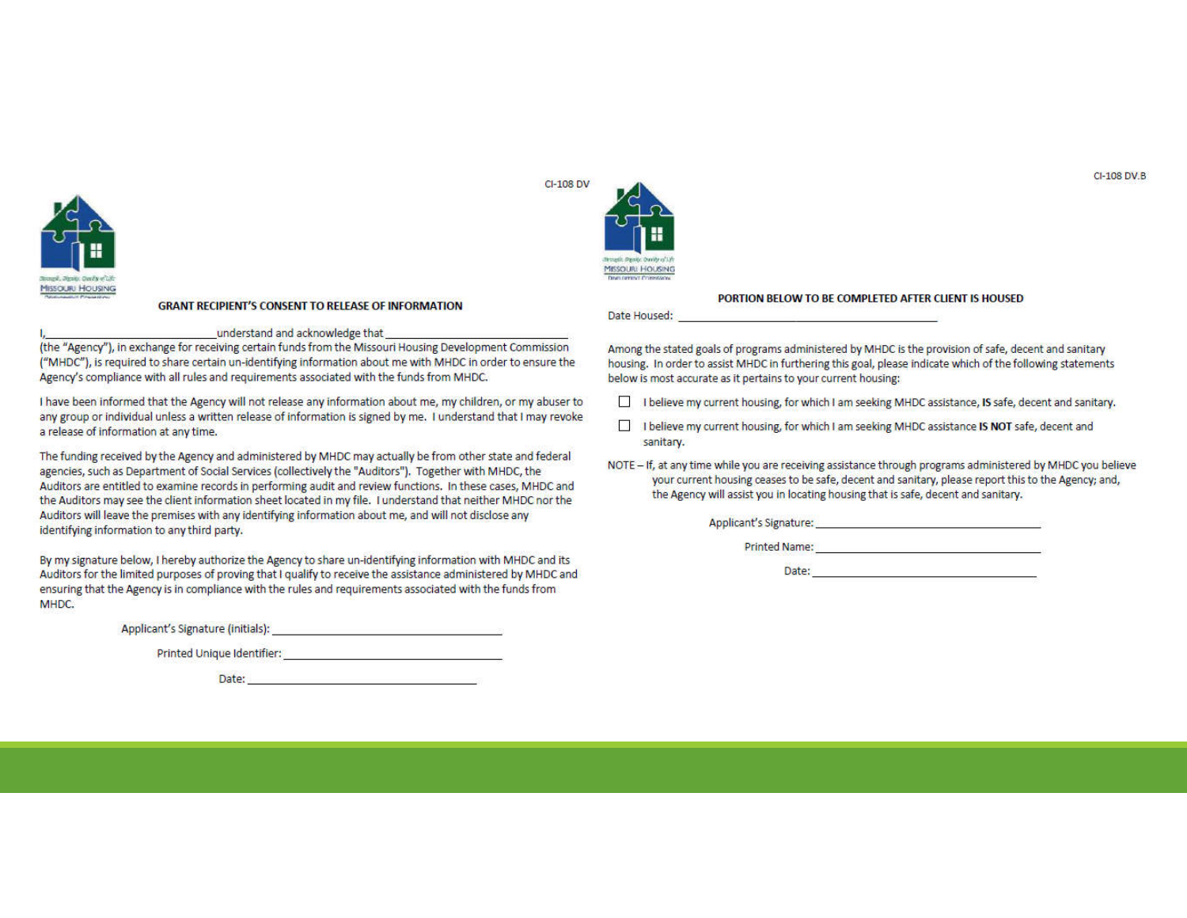CI-108 DV

Strength. Dignity. Quality of Life.
MISSOURI HOUSING DEVELOPMENT COMMISSION

## GRANT RECIPIENT'S CONSENT TO RELEASE OF INFORMATION

I,\_\_\_\_\_\_\_\_\_\_\_\_\_\_\_\_\_\_\_\_\_\_\_\_\_\_\_understand and acknowledge that\_\_\_\_\_\_\_\_\_\_\_\_\_\_\_\_\_\_\_\_\_\_\_\_\_\_\_\_ (the "Agency"), in exchange for receiving certain funds from the Missouri Housing Development Commission ("MHDC"), is required to share certain un-identifying information about me with MHDC in order to ensure the Agency's compliance with all rules and requirements associated with the funds from MHDC.

I have been informed that the Agency will not release any information about me, my children, or my abuser to any group or individual unless a written release of information is signed by me. I understand that I may revoke a release of information at any time.

The funding received by the Agency and administered by MHDC may actually be from other state and federal agencies, such as Department of Social Services (collectively the "Auditors"). Together with MHDC, the Auditors are entitled to examine records in performing audit and review functions. In these cases, MHDC and the Auditors may see the client information sheet located in my file. I understand that neither MHDC nor the Auditors will leave the premises with any identifying information about me, and will not disclose any identifying information to any third party.

By my signature below, I hereby authorize the Agency to share un-identifying information with MHDC and its Auditors for the limited purposes of proving that I qualify to receive the assistance administered by MHDC and ensuring that the Agency is in compliance with the rules and requirements associated with the funds from MHDC.

Applicant's Signature (initials): \_\_\_\_\_\_\_\_\_\_\_\_\_\_\_\_\_\_\_\_\_\_\_\_\_\_\_\_\_\_\_\_\_\_

Printed Unique Identifier: \_\_\_\_\_\_\_\_\_\_\_\_\_\_\_\_\_\_\_\_\_\_\_\_\_\_\_\_\_\_\_\_\_\_

Date: \_\_\_\_\_\_\_\_\_\_\_\_\_\_\_\_\_\_\_\_\_\_\_\_\_\_\_\_\_\_\_\_\_\_

CI-108 DV.B

Strength. Dignity. Quality of Life.
MISSOURI HOUSING DEVELOPMENT COMMISSION

## PORTION BELOW TO BE COMPLETED AFTER CLIENT IS HOUSED

Date Housed: \_\_\_\_\_\_\_\_\_\_\_\_\_\_\_\_\_\_\_\_\_\_\_\_\_\_\_\_\_\_\_\_\_\_\_\_\_\_\_\_

Among the stated goals of programs administered by MHDC is the provision of safe, decent and sanitary housing. In order to assist MHDC in furthering this goal, please indicate which of the following statements below is most accurate as it pertains to your current housing:

- ☐ I believe my current housing, for which I am seeking MHDC assistance, **IS** safe, decent and sanitary.
- ☐ I believe my current housing, for which I am seeking MHDC assistance **IS NOT** safe, decent and sanitary.

NOTE – If, at any time while you are receiving assistance through programs administered by MHDC you believe your current housing ceases to be safe, decent and sanitary, please report this to the Agency; and, the Agency will assist you in locating housing that is safe, decent and sanitary.

Applicant's Signature: \_\_\_\_\_\_\_\_\_\_\_\_\_\_\_\_\_\_\_\_\_\_\_\_\_\_\_\_\_\_\_\_\_\_

Printed Name: \_\_\_\_\_\_\_\_\_\_\_\_\_\_\_\_\_\_\_\_\_\_\_\_\_\_\_\_\_\_\_\_\_\_

Date: \_\_\_\_\_\_\_\_\_\_\_\_\_\_\_\_\_\_\_\_\_\_\_\_\_\_\_\_\_\_\_\_\_\_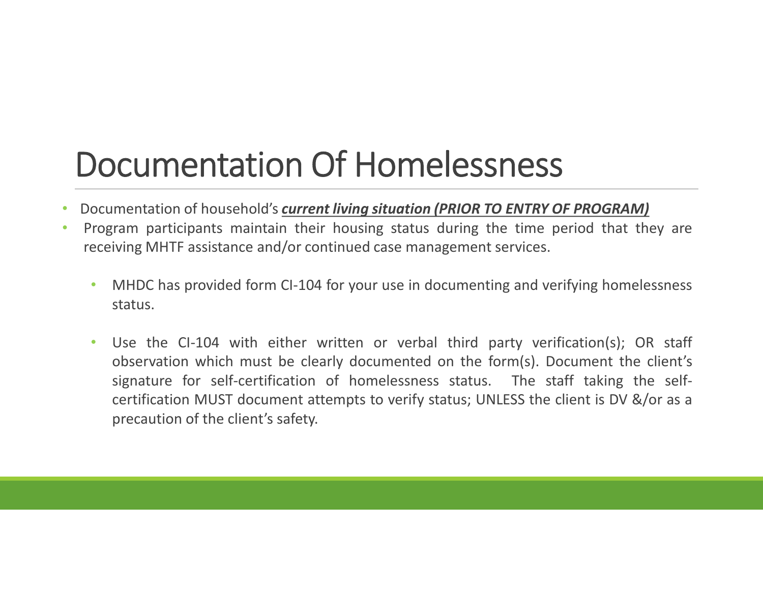# Documentation Of Homelessness

- Documentation of household's ***current living situation (PRIOR TO ENTRY OF PROGRAM)***
- Program participants maintain their housing status during the time period that they are receiving MHTF assistance and/or continued case management services.
  - MHDC has provided form CI-104 for your use in documenting and verifying homelessness status.
  - Use the CI-104 with either written or verbal third party verification(s); OR staff observation which must be clearly documented on the form(s). Document the client's signature for self-certification of homelessness status. The staff taking the self-certification MUST document attempts to verify status; UNLESS the client is DV &/or as a precaution of the client's safety.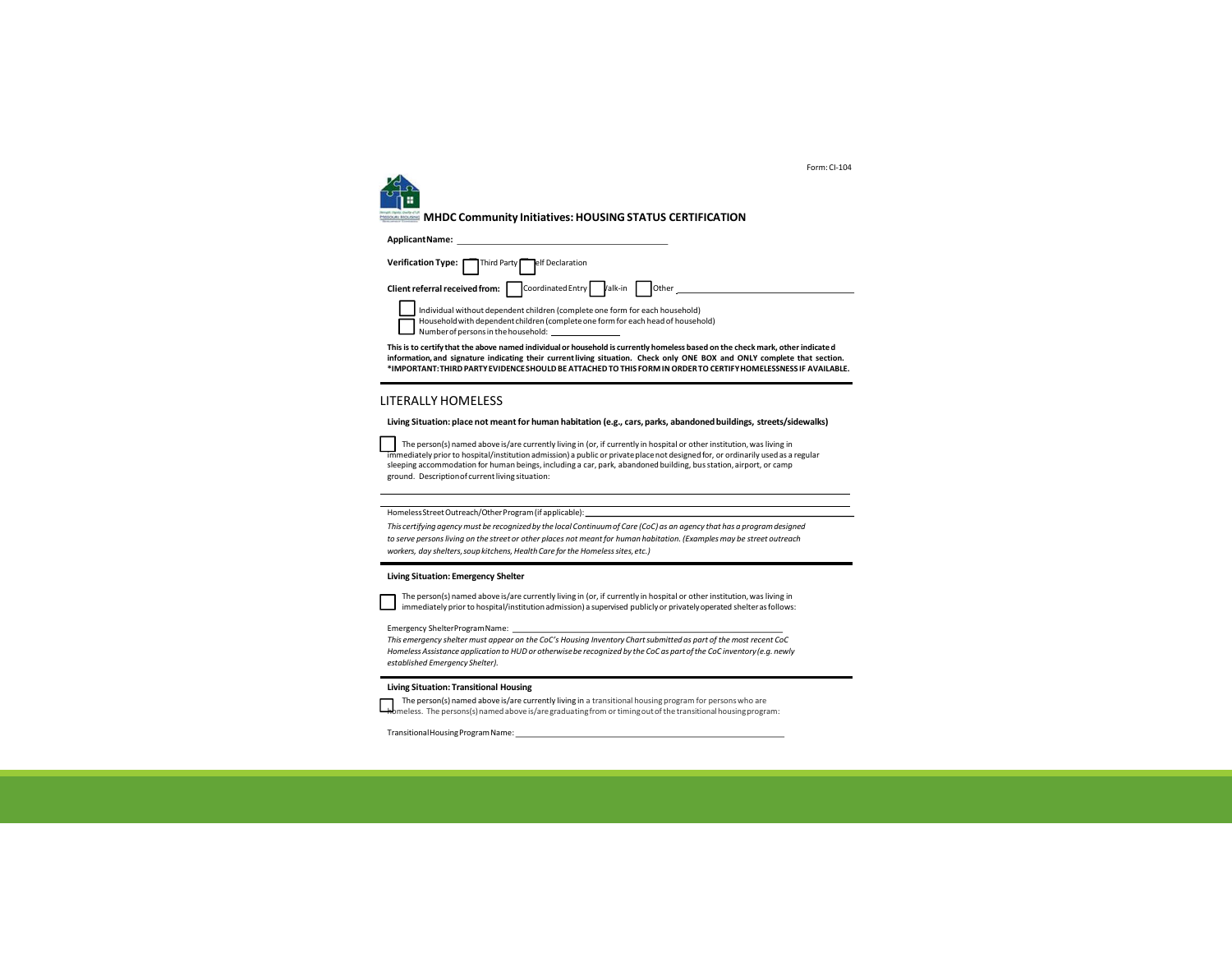Form: CI-104

**MHDC Community Initiatives: HOUSING STATUS CERTIFICATION**

**Applicant Name:** ______________________________

**Verification Type:** ☐ Third Party ☐ Self Declaration

**Client referral received from:** ☐ Coordinated Entry ☐ Walk-in ☐ Other ______________________________

☐ Individual without dependent children (complete one form for each household)
☐ Household with dependent children (complete one form for each head of household)
Number of persons in the household: __________

**This is to certify that the above named individual or household is currently homeless based on the check mark, other indicated information, and signature indicating their current living situation. Check only ONE BOX and ONLY complete that section. *IMPORTANT: THIRD PARTY EVIDENCE SHOULD BE ATTACHED TO THIS FORM IN ORDER TO CERTIFY HOMELESSNESS IF AVAILABLE.**

## LITERALLY HOMELESS

**Living Situation: place not meant for human habitation (e.g., cars, parks, abandoned buildings, streets/sidewalks)**

☐ The person(s) named above is/are currently living in (or, if currently in hospital or other institution, was living in immediately prior to hospital/institution admission) a public or private place not designed for, or ordinarily used as a regular sleeping accommodation for human beings, including a car, park, abandoned building, bus station, airport, or camp ground. Description of current living situation:

______________________________

Homeless Street Outreach/Other Program (if applicable): ______________________________

*This certifying agency must be recognized by the local Continuum of Care (CoC) as an agency that has a program designed to serve persons living on the street or other places not meant for human habitation. (Examples may be street outreach workers, day shelters, soup kitchens, Health Care for the Homeless sites, etc.)*

**Living Situation: Emergency Shelter**

☐ The person(s) named above is/are currently living in (or, if currently in hospital or other institution, was living in immediately prior to hospital/institution admission) a supervised publicly or privately operated shelter as follows:

Emergency Shelter Program Name: ______________________________

*This emergency shelter must appear on the CoC's Housing Inventory Chart submitted as part of the most recent CoC Homeless Assistance application to HUD or otherwise be recognized by the CoC as part of the CoC inventory (e.g. newly established Emergency Shelter).*

**Living Situation: Transitional Housing**

☐ The person(s) named above is/are currently living in a transitional housing program for persons who are homeless. The persons(s) named above is/are graduating from or timing out of the transitional housing program:

Transitional Housing Program Name: ______________________________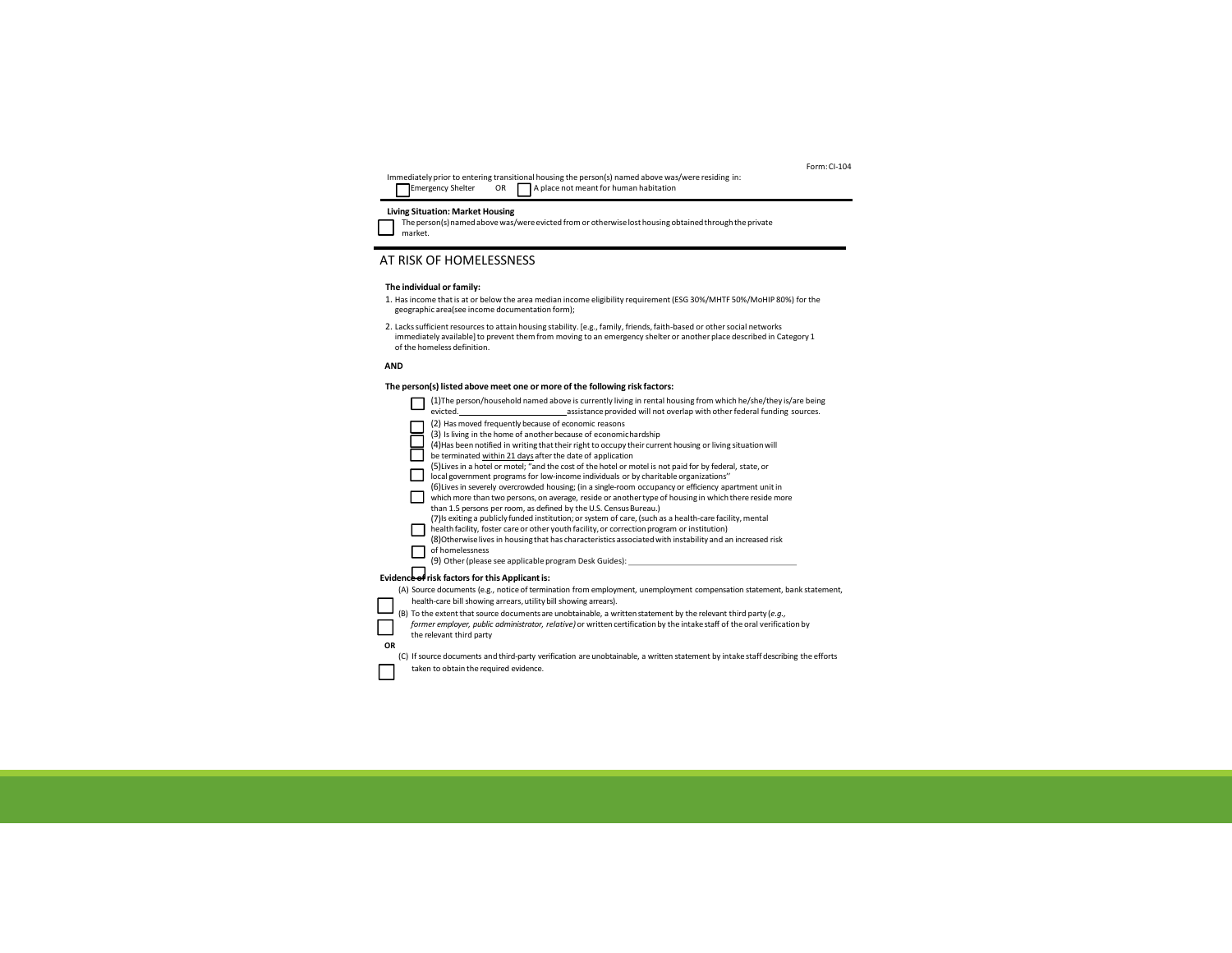Form: CI-104

Immediately prior to entering transitional housing the person(s) named above was/were residing in:

☐ Emergency Shelter OR ☐ A place not meant for human habitation

**Living Situation: Market Housing**

☐ The person(s) named above was/were evicted from or otherwise lost housing obtained through the private market.

## AT RISK OF HOMELESSNESS

**The individual or family:**

1. Has income that is at or below the area median income eligibility requirement (ESG 30%/MHTF 50%/MoHIP 80%) for the geographic area (see income documentation form);
2. Lacks sufficient resources to attain housing stability. [e.g., family, friends, faith-based or other social networks immediately available] to prevent them from moving to an emergency shelter or another place described in Category 1 of the homeless definition.

**AND**

**The person(s) listed above meet one or more of the following risk factors:**

☐ (1) The person/household named above is currently living in rental housing from which he/she/they is/are being evicted.________________________assistance provided will not overlap with other federal funding sources.

☐ (2) Has moved frequently because of economic reasons

☐ (3) Is living in the home of another because of economic hardship

☐ (4) Has been notified in writing that their right to occupy their current housing or living situation will be terminated within 21 days after the date of application

☐ (5) Lives in a hotel or motel; "and the cost of the hotel or motel is not paid for by federal, state, or local government programs for low-income individuals or by charitable organizations"

☐ (6) Lives in severely overcrowded housing; (in a single-room occupancy or efficiency apartment unit in which more than two persons, on average, reside or another type of housing in which there reside more than 1.5 persons per room, as defined by the U.S. Census Bureau.)

☐ (7) Is exiting a publicly funded institution; or system of care, (such as a health-care facility, mental health facility, foster care or other youth facility, or correction program or institution)

☐ (8) Otherwise lives in housing that has characteristics associated with instability and an increased risk of homelessness

☐ (9) Other (please see applicable program Desk Guides): ____________________________________

**Evidence of risk factors for this Applicant is:**

☐ (A) Source documents (e.g., notice of termination from employment, unemployment compensation statement, bank statement, health-care bill showing arrears, utility bill showing arrears).

☐ (B) To the extent that source documents are unobtainable, a written statement by the relevant third party (*e.g., former employer, public administrator, relative*) or written certification by the intake staff of the oral verification by the relevant third party

**OR**

☐ (C) If source documents and third-party verification are unobtainable, a written statement by intake staff describing the efforts taken to obtain the required evidence.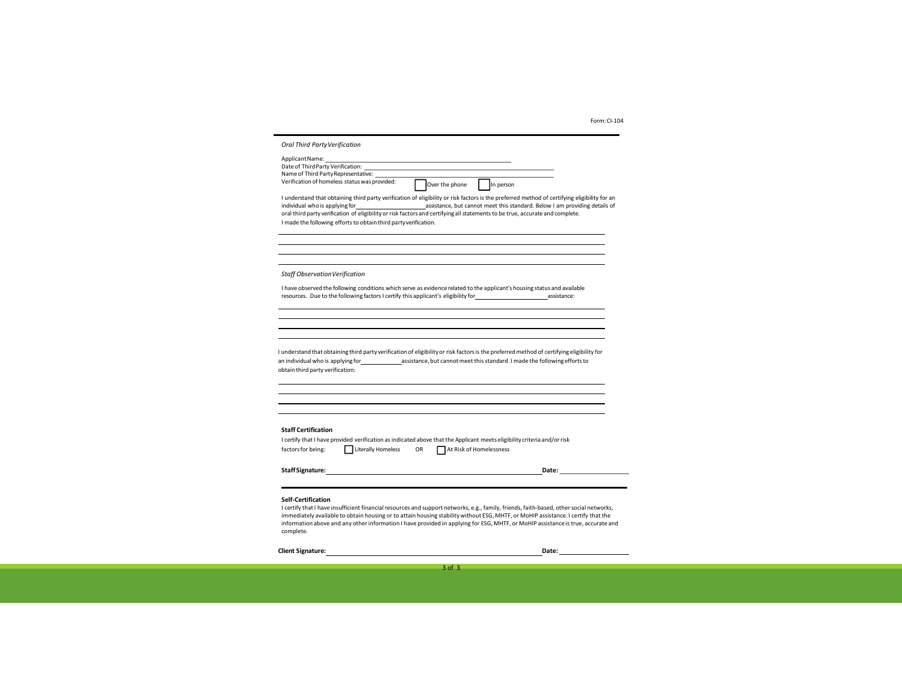Form: CI-104

*Oral Third Party Verification*

Applicant Name: ______________________________

Date of Third Party Verification: ______________________________

Name of Third Party Representative: ______________________________

Verification of homeless status was provided: ☐ Over the phone ☐ In person

I understand that obtaining third party verification of eligibility or risk factors is the preferred method of certifying eligibility for an individual who is applying for ______________ assistance, but cannot meet this standard. Below I am providing details of oral third party verification of eligibility or risk factors and certifying all statements to be true, accurate and complete.

I made the following efforts to obtain third party verification:

______________________________

______________________________

______________________________

______________________________

*Staff Observation Verification*

I have observed the following conditions which serve as evidence related to the applicant's housing status and available resources. Due to the following factors I certify this applicant's eligibility for ______________ assistance:

______________________________

______________________________

______________________________

______________________________

I understand that obtaining third party verification of eligibility or risk factors is the preferred method of certifying eligibility for an individual who is applying for ______________ assistance, but cannot meet this standard. I made the following efforts to obtain third party verification:

______________________________

______________________________

______________________________

______________________________

**Staff Certification**

I certify that I have provided verification as indicated above that the Applicant meets eligibility criteria and/or risk factors for being: ☐ Literally Homeless OR ☐ At Risk of Homelessness

**Staff Signature:** ______________________________ **Date:** ______________

**Self-Certification**

I certify that I have insufficient financial resources and support networks, e.g., family, friends, faith-based, other social networks, immediately available to obtain housing or to attain housing stability without ESG, MHTF, or MoHIP assistance. I certify that the information above and any other information I have provided in applying for ESG, MHTF, or MoHIP assistance is true, accurate and complete.

**Client Signature:** ______________________________ **Date:** ______________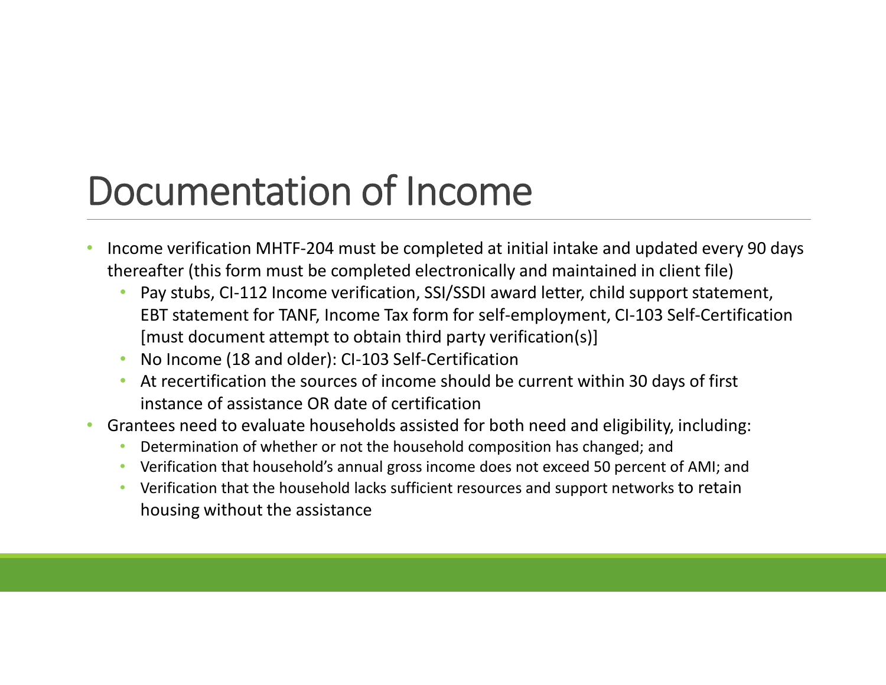# Documentation of Income

- Income verification MHTF-204 must be completed at initial intake and updated every 90 days thereafter (this form must be completed electronically and maintained in client file)
  - Pay stubs, CI-112 Income verification, SSI/SSDI award letter, child support statement, EBT statement for TANF, Income Tax form for self-employment, CI-103 Self-Certification [must document attempt to obtain third party verification(s)]
  - No Income (18 and older): CI-103 Self-Certification
  - At recertification the sources of income should be current within 30 days of first instance of assistance OR date of certification
- Grantees need to evaluate households assisted for both need and eligibility, including:
  - Determination of whether or not the household composition has changed; and
  - Verification that household's annual gross income does not exceed 50 percent of AMI; and
  - Verification that the household lacks sufficient resources and support networks to retain housing without the assistance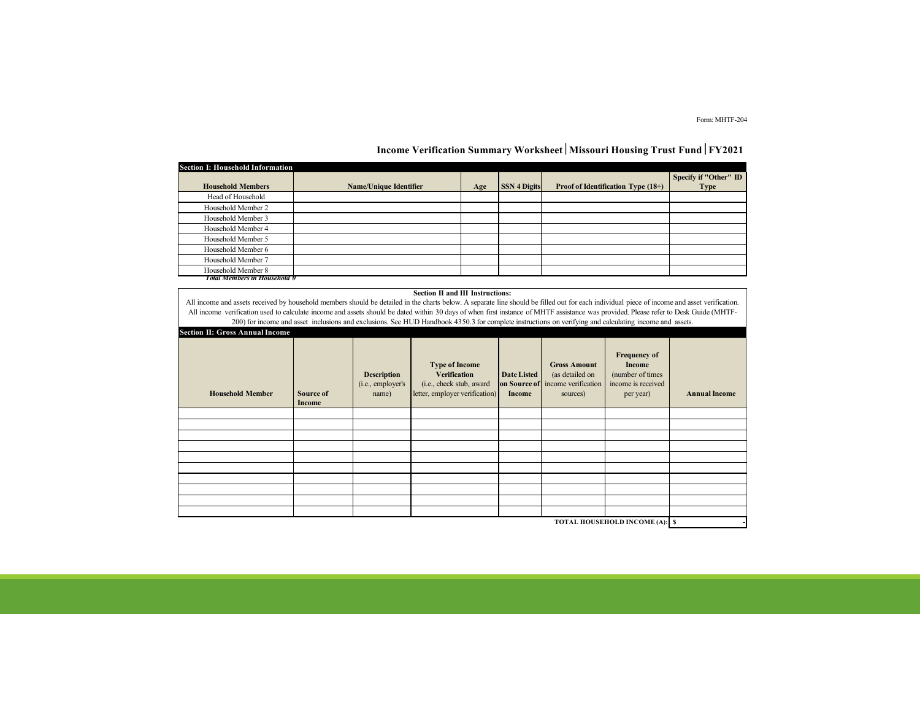Form: MHTF-204

# Income Verification Summary Worksheet | Missouri Housing Trust Fund | FY2021

**Section I: Household Information**

| Household Members | Name/Unique Identifier | Age | SSN 4 Digits | Proof of Identification Type (18+) | Specify if "Other" ID Type |
|---|---|---|---|---|---|
| Head of Household | | | | | |
| Household Member 2 | | | | | |
| Household Member 3 | | | | | |
| Household Member 4 | | | | | |
| Household Member 5 | | | | | |
| Household Member 6 | | | | | |
| Household Member 7 | | | | | |
| Household Member 8 | | | | | |

*Total Members in Household 0*

**Section II and III Instructions:**

All income and assets received by household members should be detailed in the charts below. A separate line should be filled out for each individual piece of income and asset verification. All income verification used to calculate income and assets should be dated within 30 days of when first instance of MHTF assistance was provided. Please refer to Desk Guide (MHTF-200) for income and asset inclusions and exclusions. See HUD Handbook 4350.3 for complete instructions on verifying and calculating income and assets.

**Section II: Gross Annual Income**

| Household Member | Source of Income | Description (i.e., employer's name) | Type of Income Verification (i.e., check stub, award letter, employer verification) | Date Listed on Source of Income | Gross Amount (as detailed on income verification sources) | Frequency of Income (number of times income is received per year) | Annual Income |
|---|---|---|---|---|---|---|---|
| | | | | | | | |
| | | | | | | | |
| | | | | | | | |
| | | | | | | | |
| | | | | | | | |
| | | | | | | | |
| | | | | | | | |
| | | | | | | | |
| | | | | | | | |
| | | | | | | | |
| | | | | | | **TOTAL HOUSEHOLD INCOME (A):** | $ - |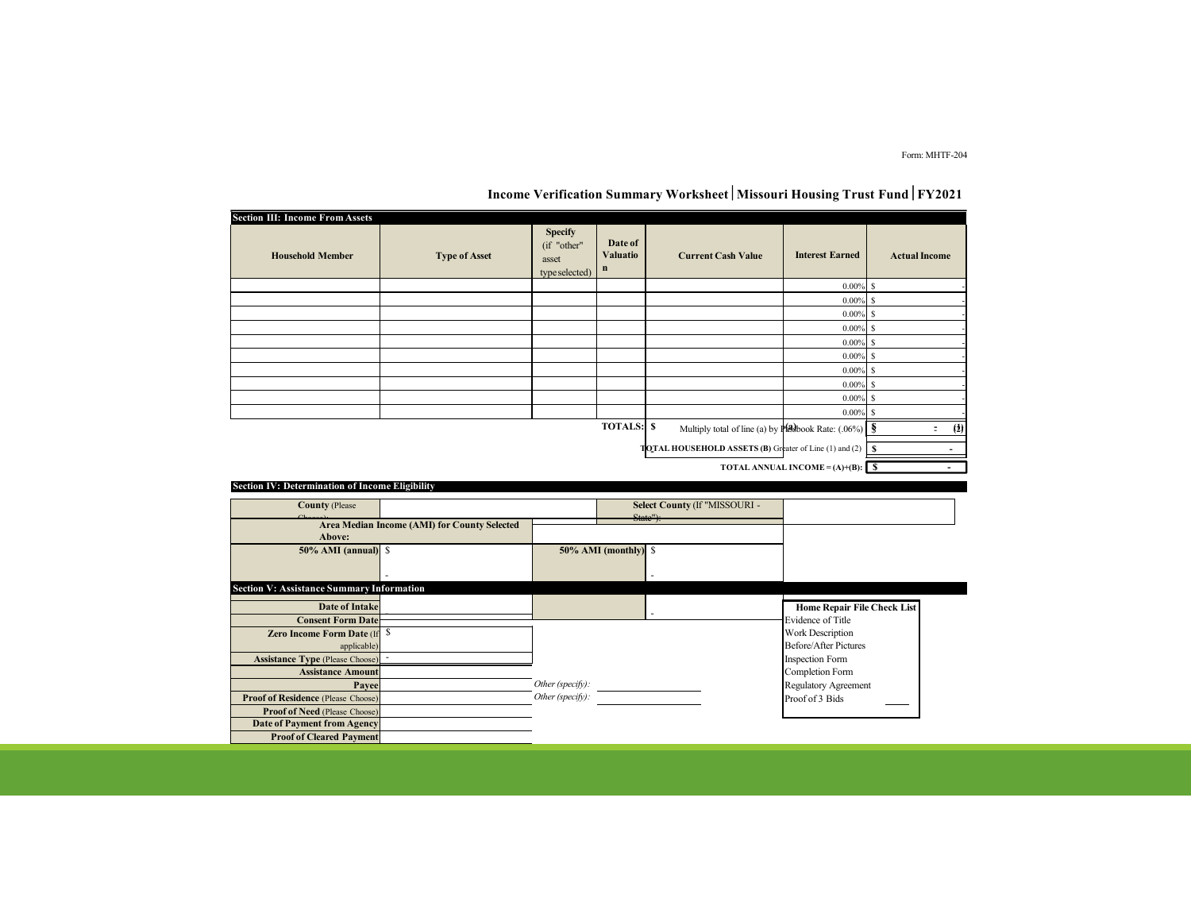Form: MHTF-204

## Income Verification Summary Worksheet | Missouri Housing Trust Fund | FY2021

### Section III: Income From Assets

| Household Member | Type of Asset | Specify (if "other" asset type selected) | Date of Valuation | Current Cash Value | Interest Earned | Actual Income |
|---|---|---|---|---|---|---|
| | | | | | 0.00% | $ - |
| | | | | | 0.00% | $ - |
| | | | | | 0.00% | $ - |
| | | | | | 0.00% | $ - |
| | | | | | 0.00% | $ - |
| | | | | | 0.00% | $ - |
| | | | | | 0.00% | $ - |
| | | | | | 0.00% | $ - |
| | | | | | 0.00% | $ - |
| | | | | | 0.00% | $ - |
| | | | TOTALS: | $ (a) | | $ - (1) |
| | | | | Multiply total of line (a) by Passbook Rate: (.06%) | | $ - (2) |
| | | | | TOTAL HOUSEHOLD ASSETS (B) Greater of Line (1) and (2) | | $ - |
| | | | | TOTAL ANNUAL INCOME = (A)+(B): | | $ - |

### Section IV: Determination of Income Eligibility

| | | | |
|---|---|---|---|
| **County** (Please Choose): | | **Select County** (If "MISSOURI - State"): | |
| **Area Median Income (AMI) for County Selected Above:** | | | |
| **50% AMI (annual)** | $ - | **50% AMI (monthly)** | $ - |

### Section V: Assistance Summary Information

| | | | |
|---|---|---|---|
| **Date of Intake** | | | - |
| **Consent Form Date** | | | |
| **Zero Income Form Date** (If applicable) | $ | | |
| **Assistance Type** (Please Choose) | - | | |
| **Assistance Amount** | | | |
| **Payee** | | *Other (specify):* | |
| **Proof of Residence** (Please Choose) | | *Other (specify):* | |
| **Proof of Need** (Please Choose) | | | |
| **Date of Payment from Agency** | | | |
| **Proof of Cleared Payment** | | | |

**Home Repair File Check List**

- Evidence of Title
- Work Description
- Before/After Pictures
- Inspection Form
- Completion Form
- Regulatory Agreement
- Proof of 3 Bids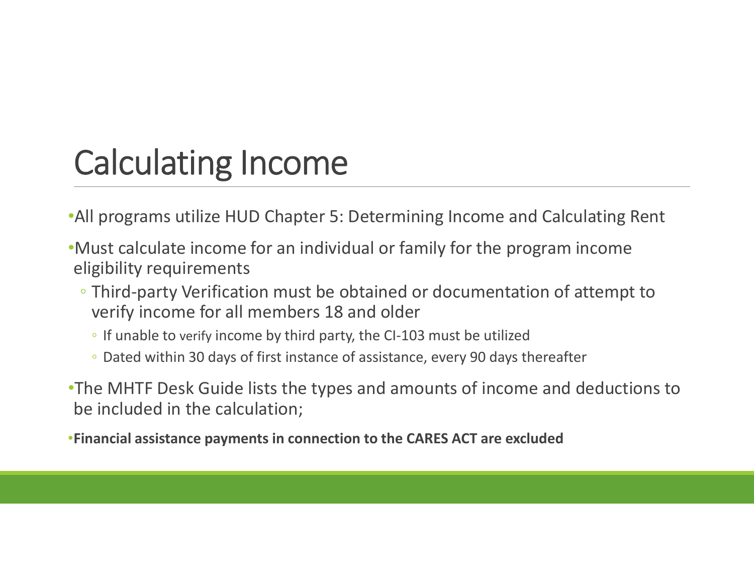# Calculating Income

- All programs utilize HUD Chapter 5: Determining Income and Calculating Rent
- Must calculate income for an individual or family for the program income eligibility requirements
  - Third-party Verification must be obtained or documentation of attempt to verify income for all members 18 and older
    - If unable to verify income by third party, the CI-103 must be utilized
    - Dated within 30 days of first instance of assistance, every 90 days thereafter
- The MHTF Desk Guide lists the types and amounts of income and deductions to be included in the calculation;
- **Financial assistance payments in connection to the CARES ACT are excluded**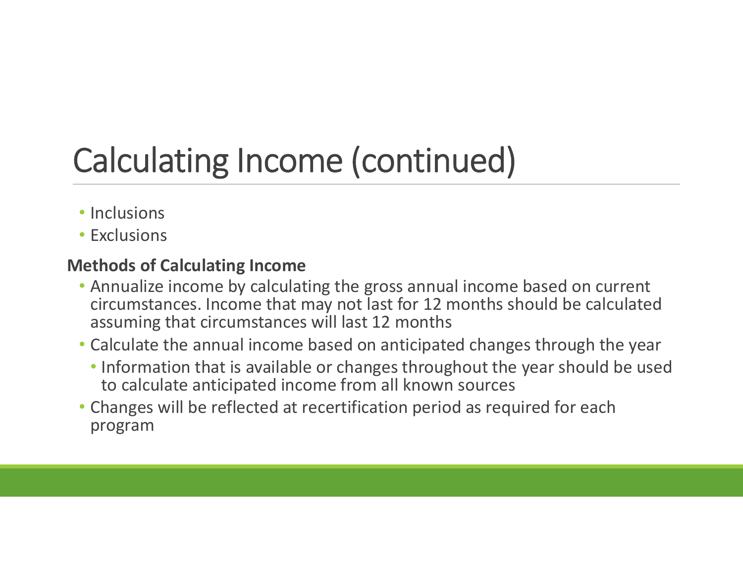# Calculating Income (continued)

- Inclusions
- Exclusions

**Methods of Calculating Income**

- Annualize income by calculating the gross annual income based on current circumstances. Income that may not last for 12 months should be calculated assuming that circumstances will last 12 months
- Calculate the annual income based on anticipated changes through the year
  - Information that is available or changes throughout the year should be used to calculate anticipated income from all known sources
- Changes will be reflected at recertification period as required for each program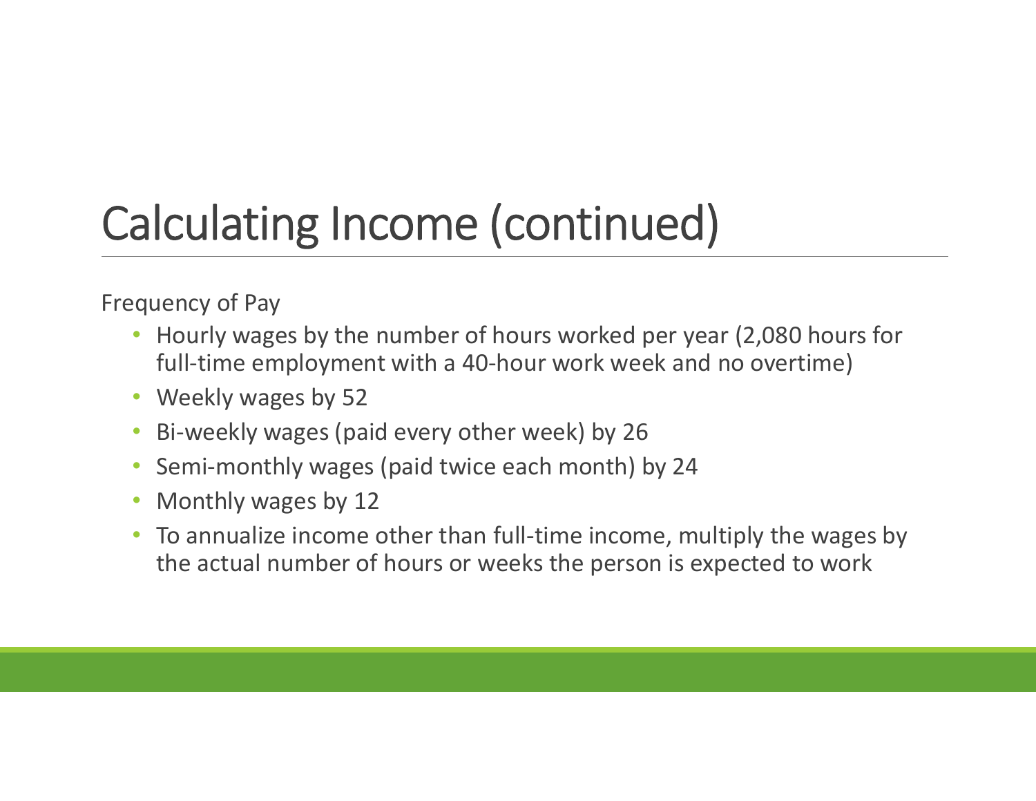# Calculating Income (continued)

Frequency of Pay

- Hourly wages by the number of hours worked per year (2,080 hours for full-time employment with a 40-hour work week and no overtime)
- Weekly wages by 52
- Bi-weekly wages (paid every other week) by 26
- Semi-monthly wages (paid twice each month) by 24
- Monthly wages by 12
- To annualize income other than full-time income, multiply the wages by the actual number of hours or weeks the person is expected to work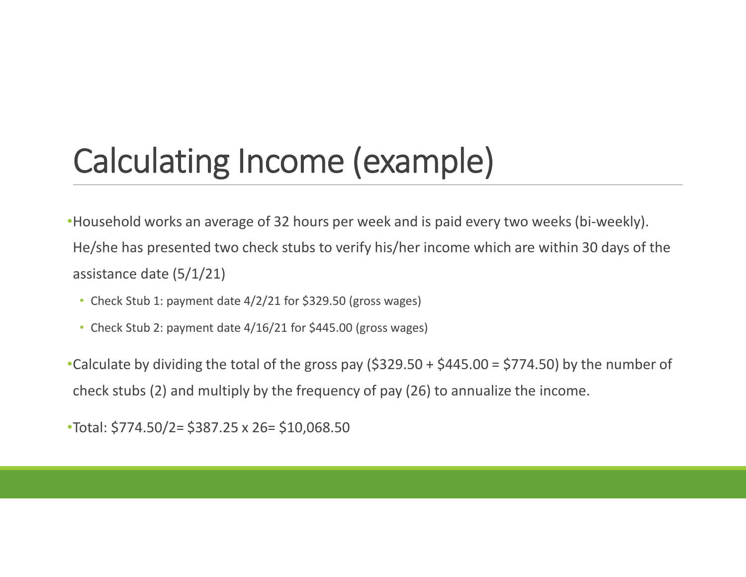# Calculating Income (example)

- Household works an average of 32 hours per week and is paid every two weeks (bi-weekly). He/she has presented two check stubs to verify his/her income which are within 30 days of the assistance date (5/1/21)
  - Check Stub 1: payment date 4/2/21 for $329.50 (gross wages)
  - Check Stub 2: payment date 4/16/21 for $445.00 (gross wages)
- Calculate by dividing the total of the gross pay ($329.50 + $445.00 = $774.50) by the number of check stubs (2) and multiply by the frequency of pay (26) to annualize the income.
- Total: $774.50/2= $387.25 x 26= $10,068.50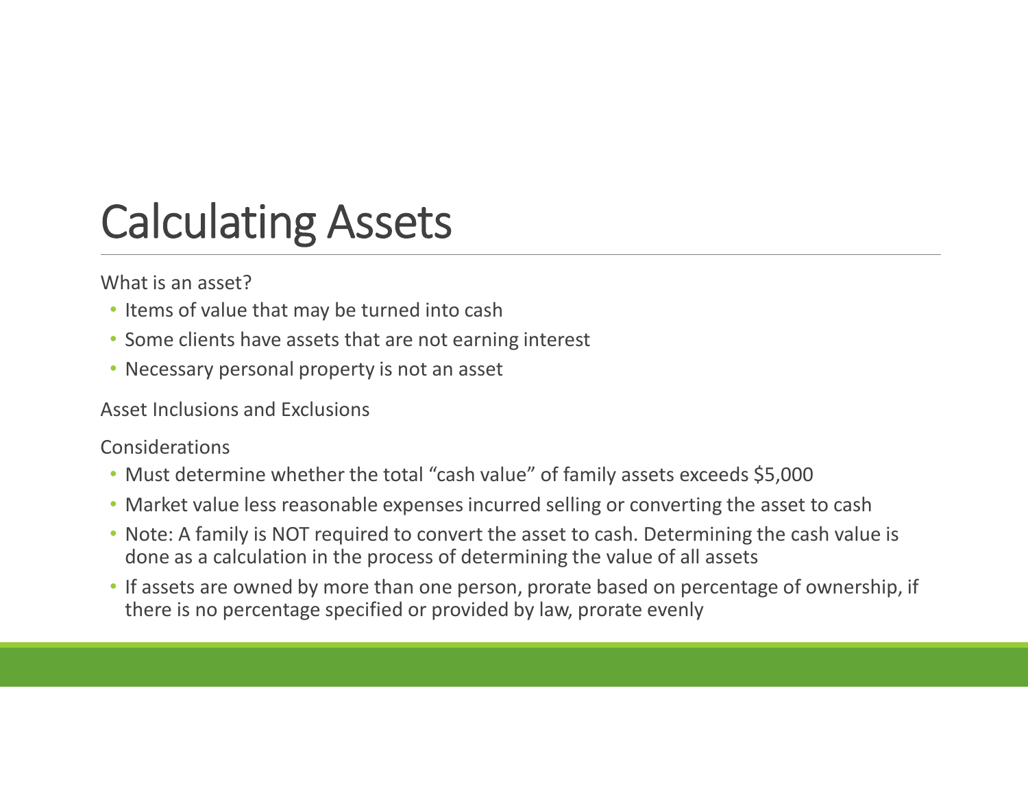# Calculating Assets

What is an asset?

- Items of value that may be turned into cash
- Some clients have assets that are not earning interest
- Necessary personal property is not an asset

Asset Inclusions and Exclusions

Considerations

- Must determine whether the total “cash value” of family assets exceeds $5,000
- Market value less reasonable expenses incurred selling or converting the asset to cash
- Note: A family is NOT required to convert the asset to cash. Determining the cash value is done as a calculation in the process of determining the value of all assets
- If assets are owned by more than one person, prorate based on percentage of ownership, if there is no percentage specified or provided by law, prorate evenly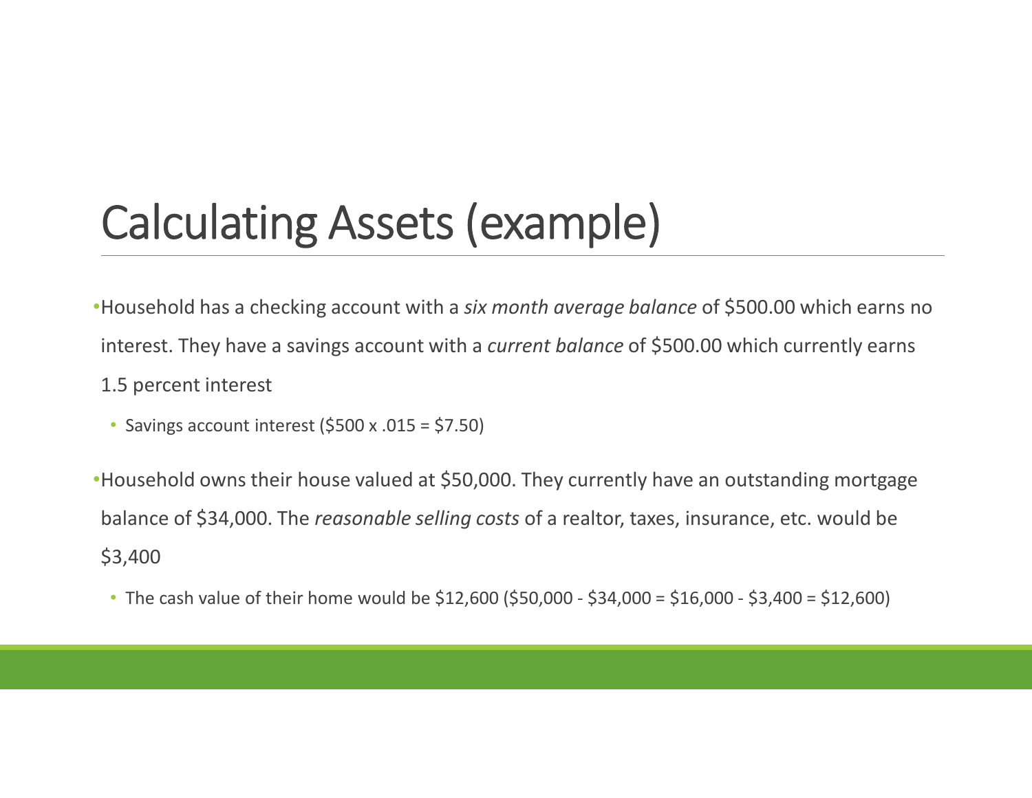# Calculating Assets (example)

- Household has a checking account with a *six month average balance* of $500.00 which earns no interest. They have a savings account with a *current balance* of $500.00 which currently earns 1.5 percent interest
  - Savings account interest ($500 x .015 = $7.50)
- Household owns their house valued at $50,000. They currently have an outstanding mortgage balance of $34,000. The *reasonable selling costs* of a realtor, taxes, insurance, etc. would be $3,400
  - The cash value of their home would be $12,600 ($50,000 - $34,000 = $16,000 - $3,400 = $12,600)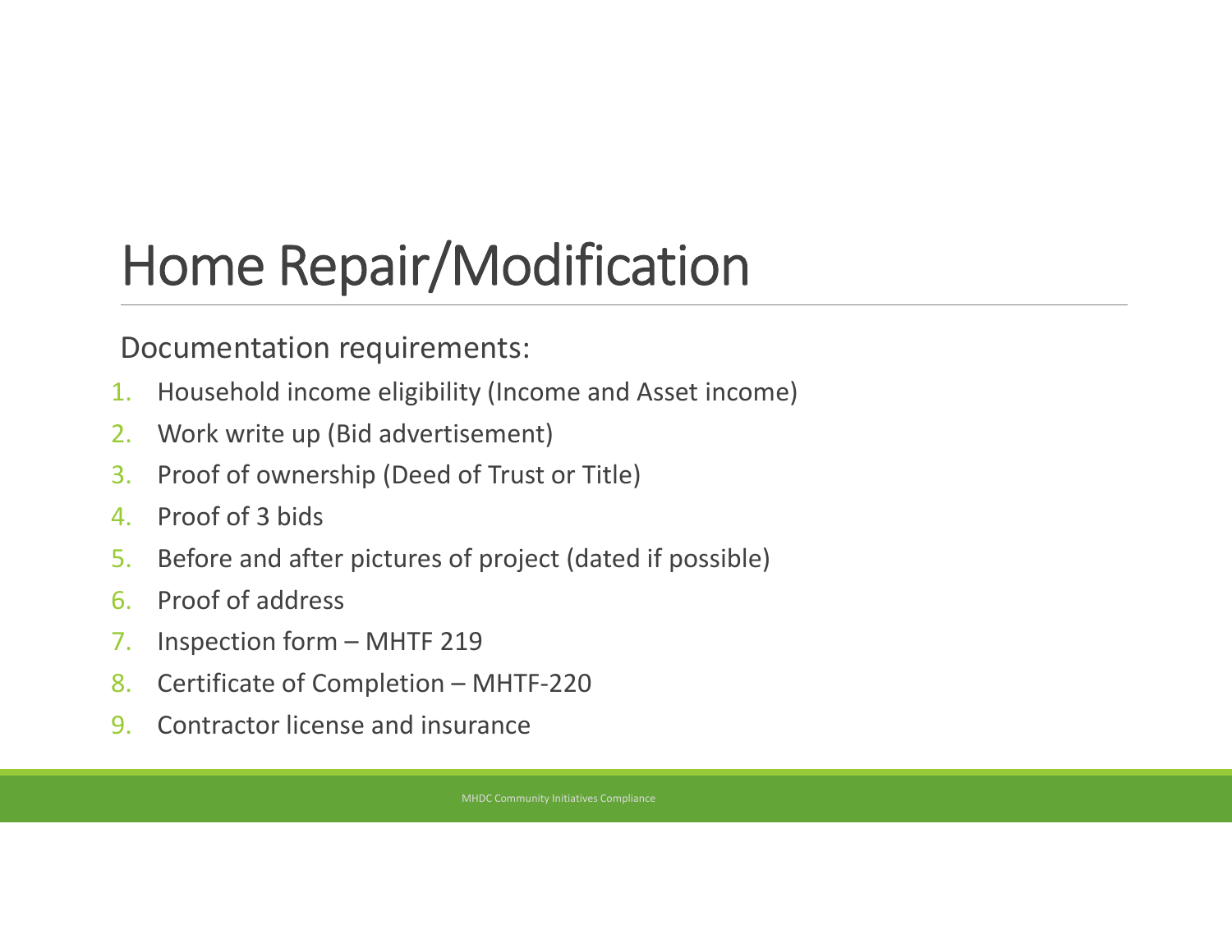# Home Repair/Modification

Documentation requirements:

1. Household income eligibility (Income and Asset income)
2. Work write up (Bid advertisement)
3. Proof of ownership (Deed of Trust or Title)
4. Proof of 3 bids
5. Before and after pictures of project (dated if possible)
6. Proof of address
7. Inspection form – MHTF 219
8. Certificate of Completion – MHTF-220
9. Contractor license and insurance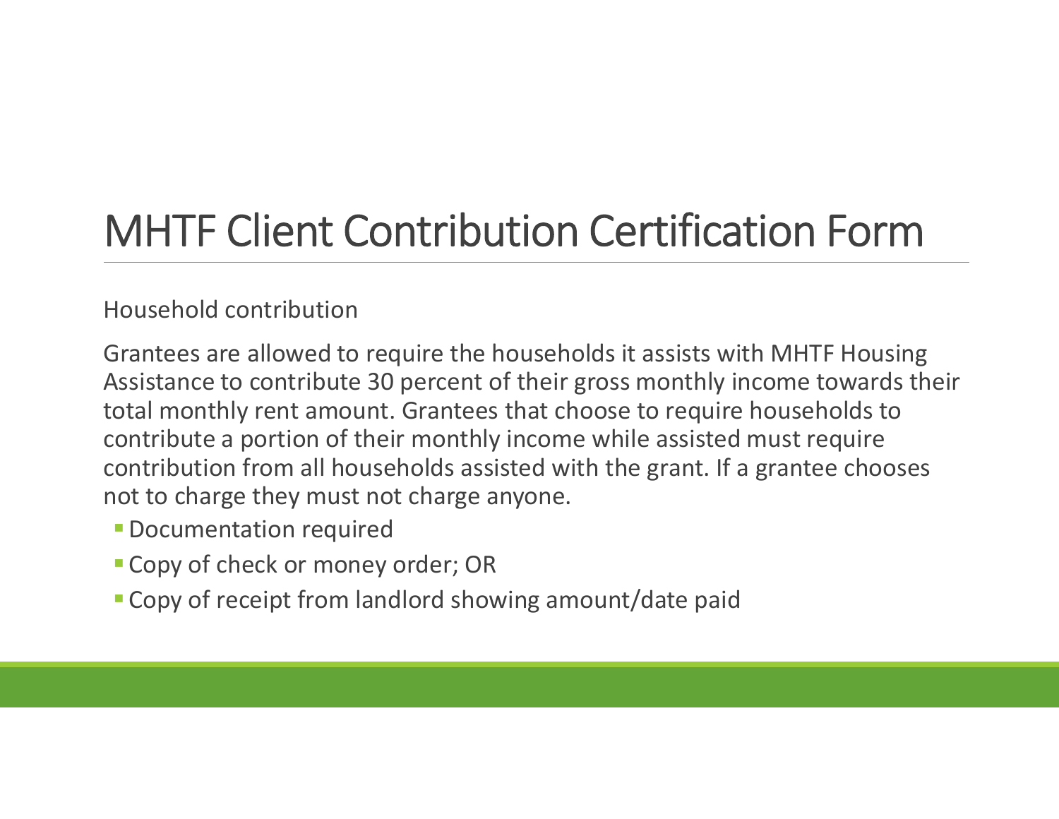# MHTF Client Contribution Certification Form

Household contribution

Grantees are allowed to require the households it assists with MHTF Housing Assistance to contribute 30 percent of their gross monthly income towards their total monthly rent amount. Grantees that choose to require households to contribute a portion of their monthly income while assisted must require contribution from all households assisted with the grant. If a grantee chooses not to charge they must not charge anyone.

- Documentation required
- Copy of check or money order; OR
- Copy of receipt from landlord showing amount/date paid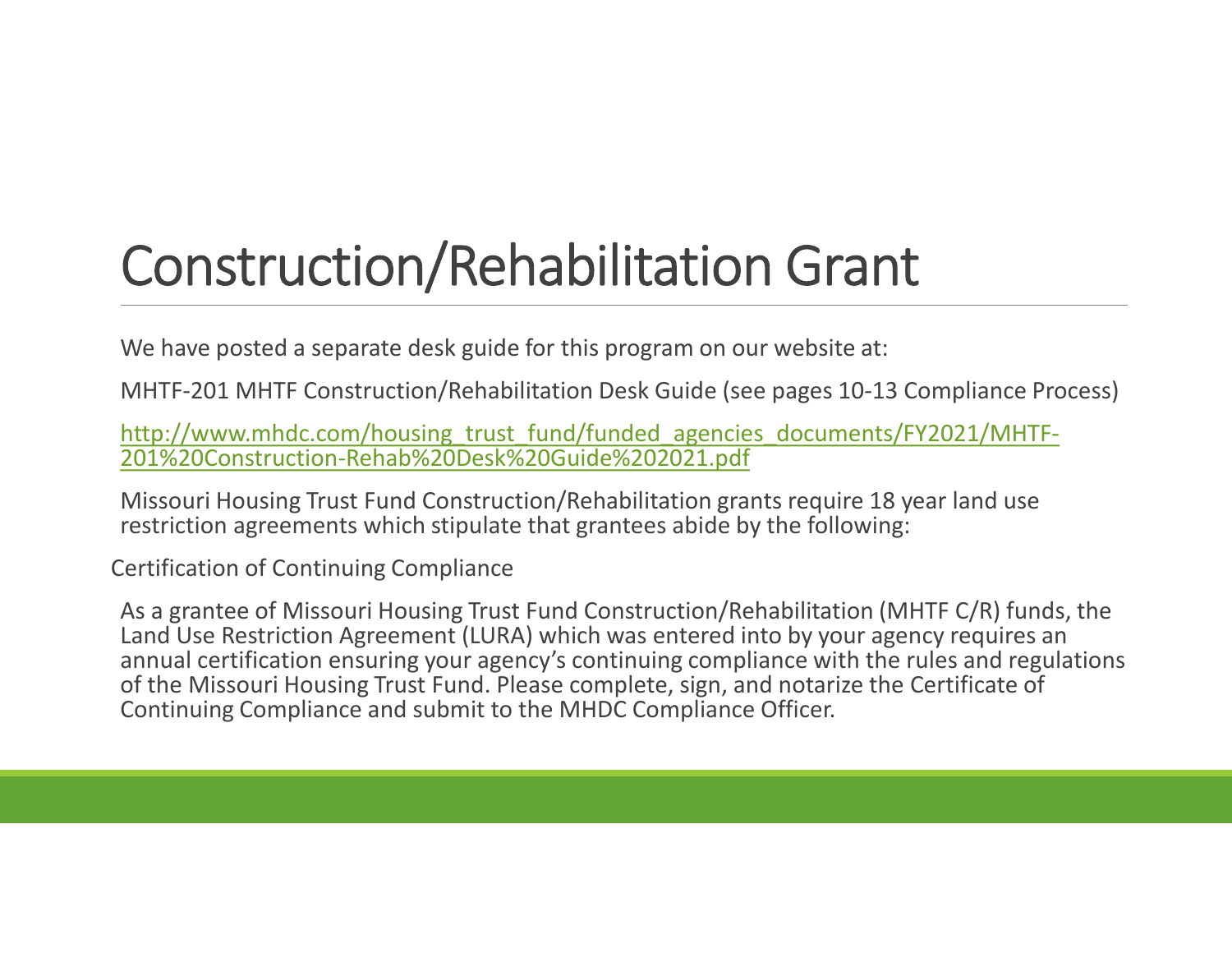# Construction/Rehabilitation Grant

We have posted a separate desk guide for this program on our website at:

MHTF-201 MHTF Construction/Rehabilitation Desk Guide (see pages 10-13 Compliance Process)

http://www.mhdc.com/housing_trust_fund/funded_agencies_documents/FY2021/MHTF-201%20Construction-Rehab%20Desk%20Guide%202021.pdf

Missouri Housing Trust Fund Construction/Rehabilitation grants require 18 year land use restriction agreements which stipulate that grantees abide by the following:

Certification of Continuing Compliance

As a grantee of Missouri Housing Trust Fund Construction/Rehabilitation (MHTF C/R) funds, the Land Use Restriction Agreement (LURA) which was entered into by your agency requires an annual certification ensuring your agency's continuing compliance with the rules and regulations of the Missouri Housing Trust Fund. Please complete, sign, and notarize the Certificate of Continuing Compliance and submit to the MHDC Compliance Officer.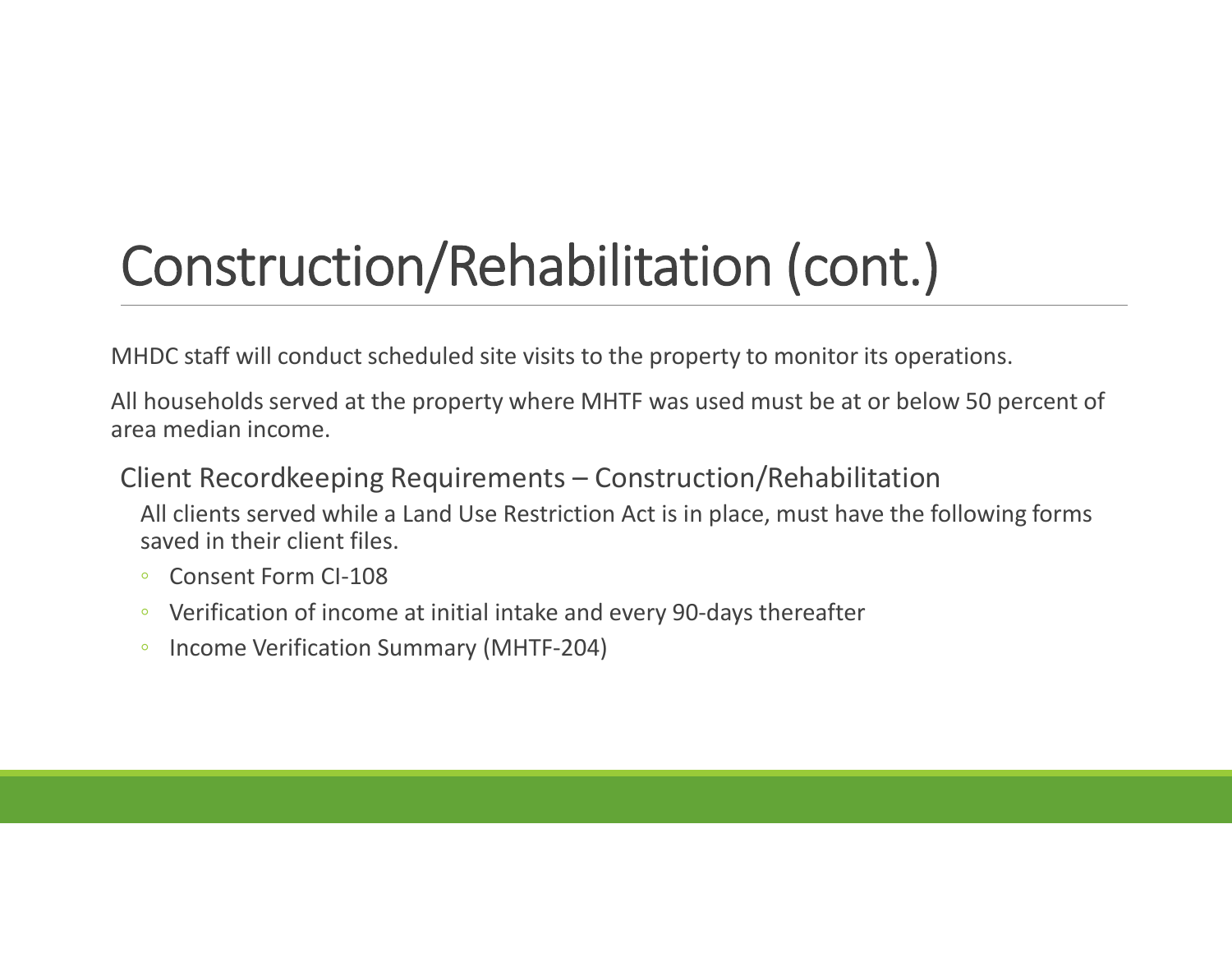# Construction/Rehabilitation (cont.)

MHDC staff will conduct scheduled site visits to the property to monitor its operations.

All households served at the property where MHTF was used must be at or below 50 percent of area median income.

## Client Recordkeeping Requirements – Construction/Rehabilitation

All clients served while a Land Use Restriction Act is in place, must have the following forms saved in their client files.

- Consent Form CI-108
- Verification of income at initial intake and every 90-days thereafter
- Income Verification Summary (MHTF-204)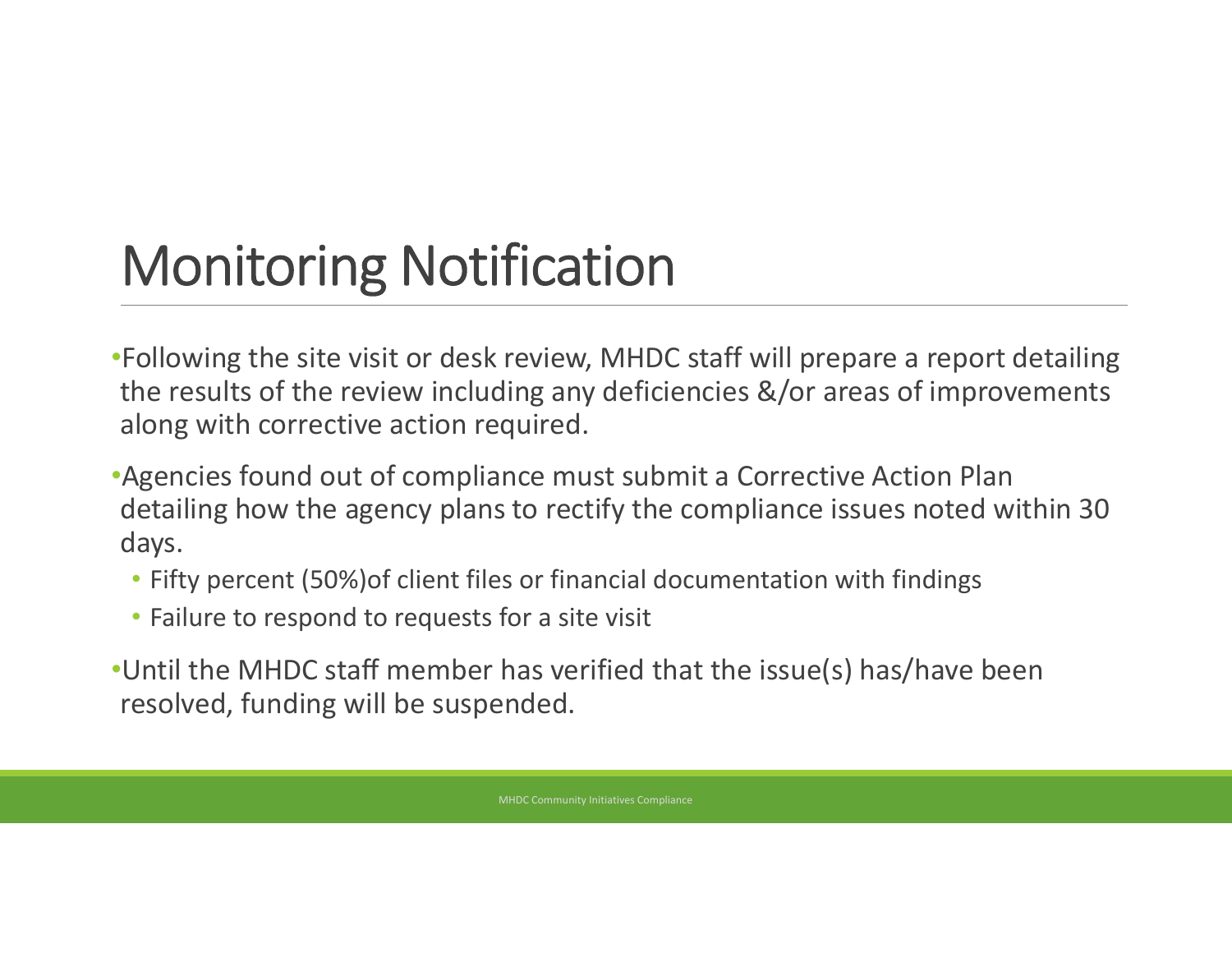# Monitoring Notification

- Following the site visit or desk review, MHDC staff will prepare a report detailing the results of the review including any deficiencies &/or areas of improvements along with corrective action required.
- Agencies found out of compliance must submit a Corrective Action Plan detailing how the agency plans to rectify the compliance issues noted within 30 days.
  - Fifty percent (50%)of client files or financial documentation with findings
  - Failure to respond to requests for a site visit
- Until the MHDC staff member has verified that the issue(s) has/have been resolved, funding will be suspended.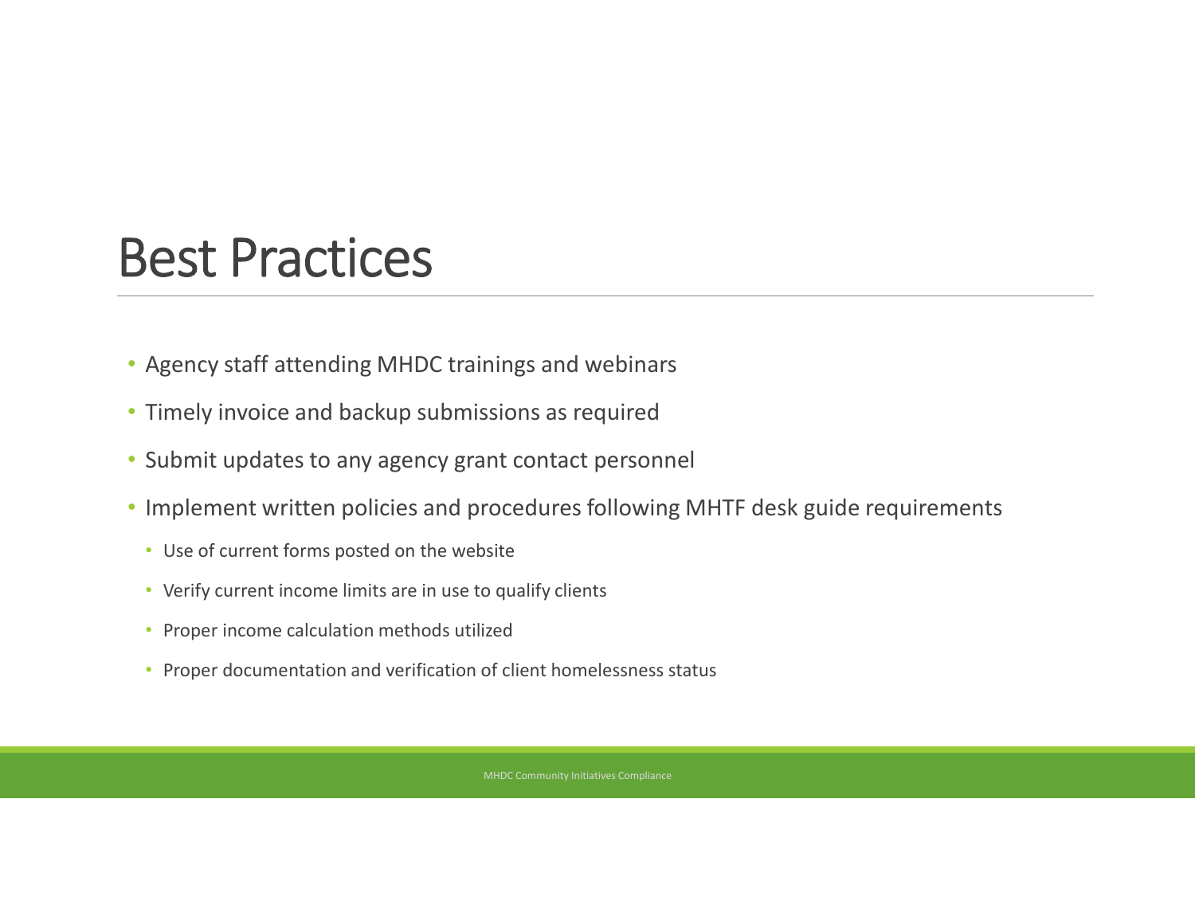# Best Practices

- Agency staff attending MHDC trainings and webinars
- Timely invoice and backup submissions as required
- Submit updates to any agency grant contact personnel
- Implement written policies and procedures following MHTF desk guide requirements
  - Use of current forms posted on the website
  - Verify current income limits are in use to qualify clients
  - Proper income calculation methods utilized
  - Proper documentation and verification of client homelessness status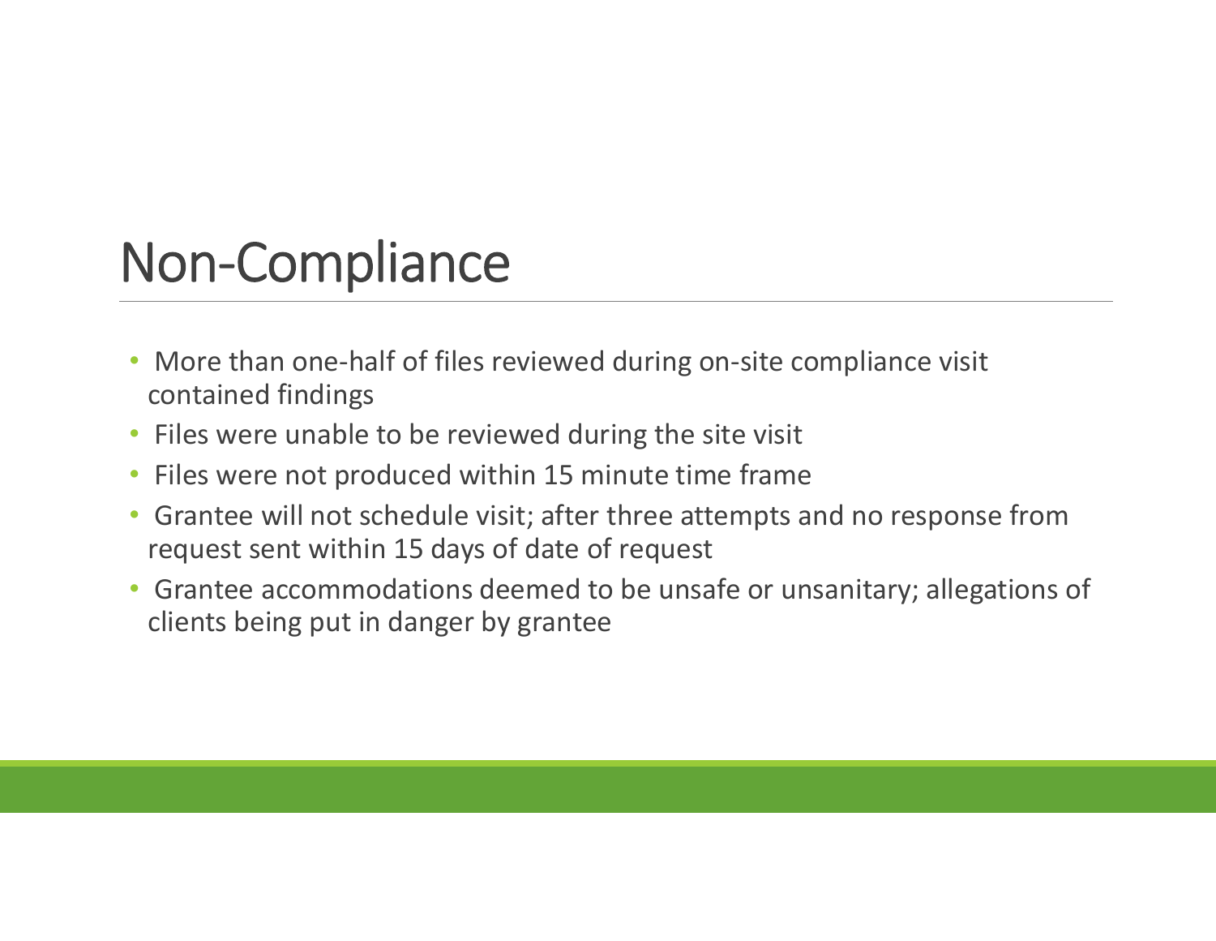# Non-Compliance

- More than one-half of files reviewed during on-site compliance visit contained findings
- Files were unable to be reviewed during the site visit
- Files were not produced within 15 minute time frame
- Grantee will not schedule visit; after three attempts and no response from request sent within 15 days of date of request
- Grantee accommodations deemed to be unsafe or unsanitary; allegations of clients being put in danger by grantee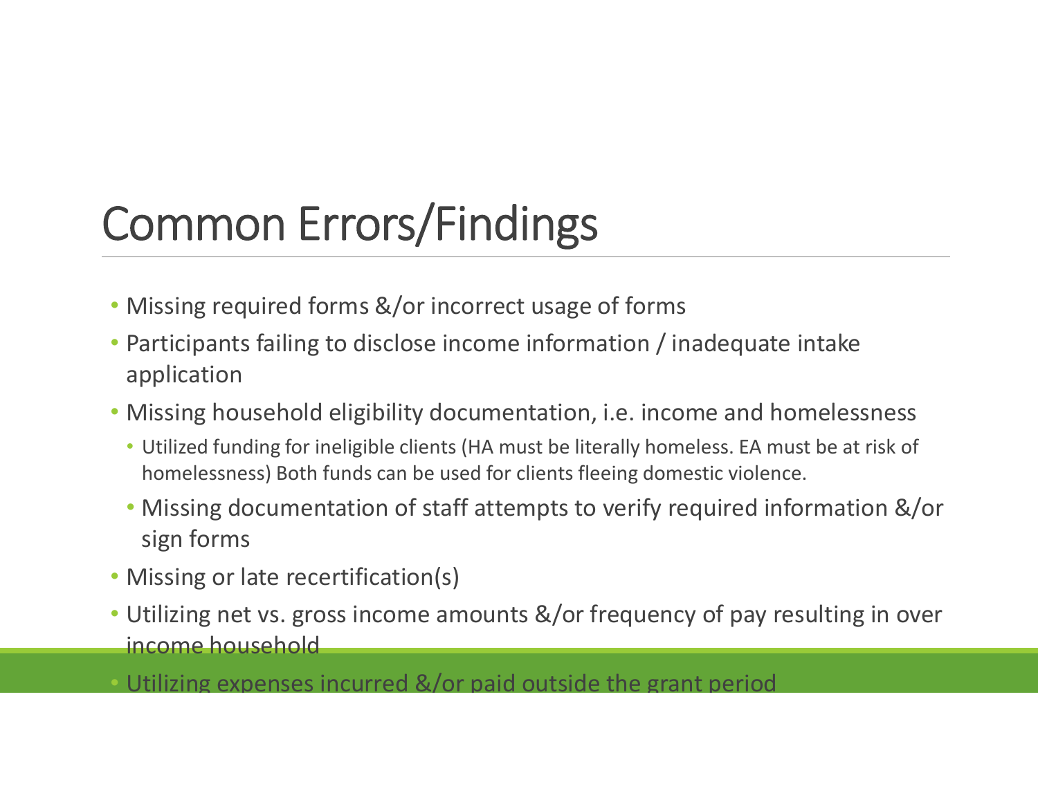# Common Errors/Findings

- Missing required forms &/or incorrect usage of forms
- Participants failing to disclose income information / inadequate intake application
- Missing household eligibility documentation, i.e. income and homelessness
  - Utilized funding for ineligible clients (HA must be literally homeless. EA must be at risk of homelessness) Both funds can be used for clients fleeing domestic violence.
  - Missing documentation of staff attempts to verify required information &/or sign forms
- Missing or late recertification(s)
- Utilizing net vs. gross income amounts &/or frequency of pay resulting in over income household
- Utilizing expenses incurred &/or paid outside the grant period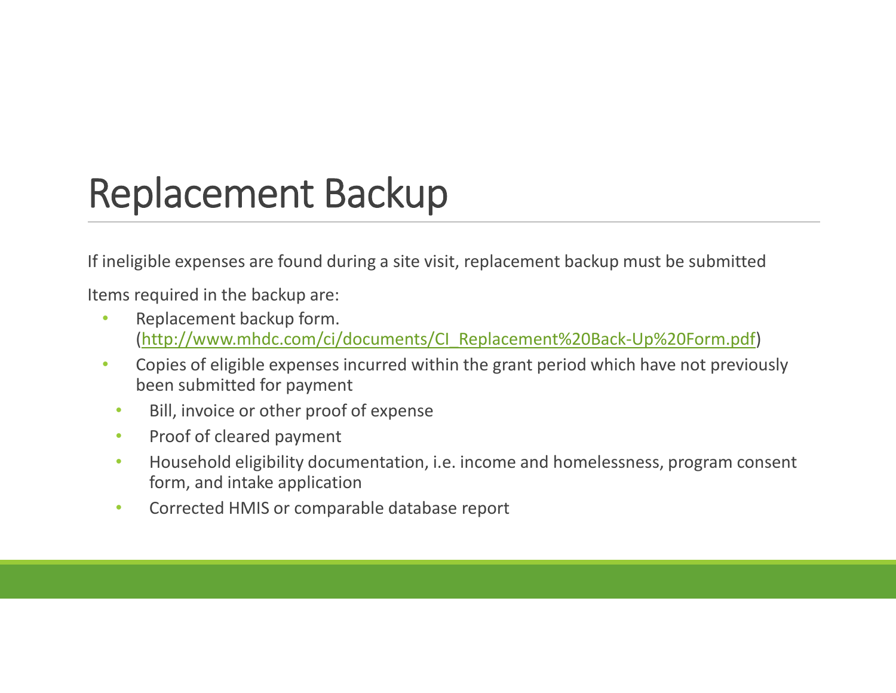# Replacement Backup

If ineligible expenses are found during a site visit, replacement backup must be submitted

Items required in the backup are:

- Replacement backup form. ([http://www.mhdc.com/ci/documents/CI_Replacement%20Back-Up%20Form.pdf](http://www.mhdc.com/ci/documents/CI_Replacement%20Back-Up%20Form.pdf))
- Copies of eligible expenses incurred within the grant period which have not previously been submitted for payment
  - Bill, invoice or other proof of expense
  - Proof of cleared payment
  - Household eligibility documentation, i.e. income and homelessness, program consent form, and intake application
  - Corrected HMIS or comparable database report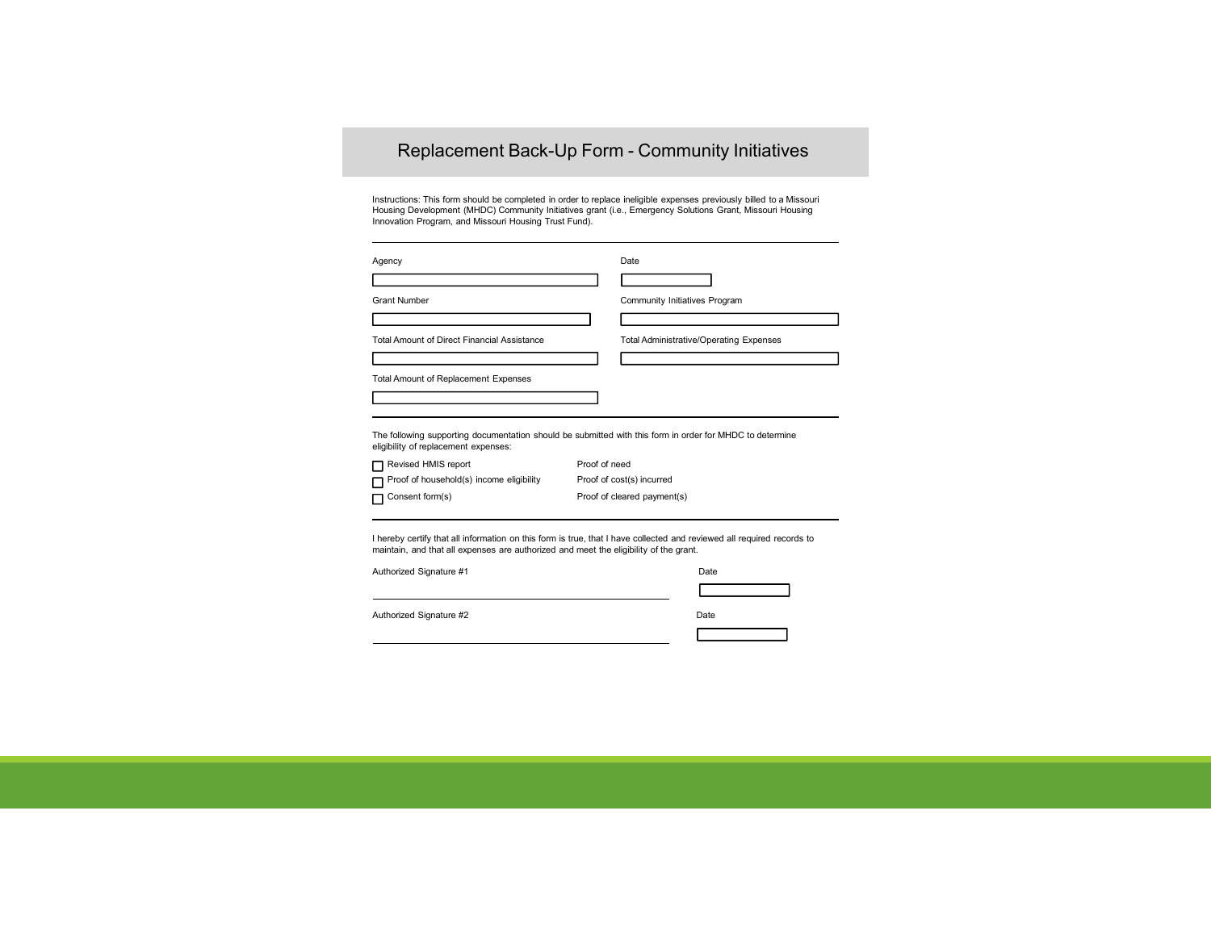# Replacement Back-Up Form - Community Initiatives

Instructions: This form should be completed in order to replace ineligible expenses previously billed to a Missouri Housing Development (MHDC) Community Initiatives grant (i.e., Emergency Solutions Grant, Missouri Housing Innovation Program, and Missouri Housing Trust Fund).

---

Agency

Date

Grant Number

Community Initiatives Program

Total Amount of Direct Financial Assistance

Total Administrative/Operating Expenses

Total Amount of Replacement Expenses

---

The following supporting documentation should be submitted with this form in order for MHDC to determine eligibility of replacement expenses:

- ☐ Revised HMIS report
- ☐ Proof of household(s) income eligibility
- ☐ Consent form(s)
- Proof of need
- Proof of cost(s) incurred
- Proof of cleared payment(s)

---

I hereby certify that all information on this form is true, that I have collected and reviewed all required records to maintain, and that all expenses are authorized and meet the eligibility of the grant.

Authorized Signature #1 ______________________ Date

Authorized Signature #2 ______________________ Date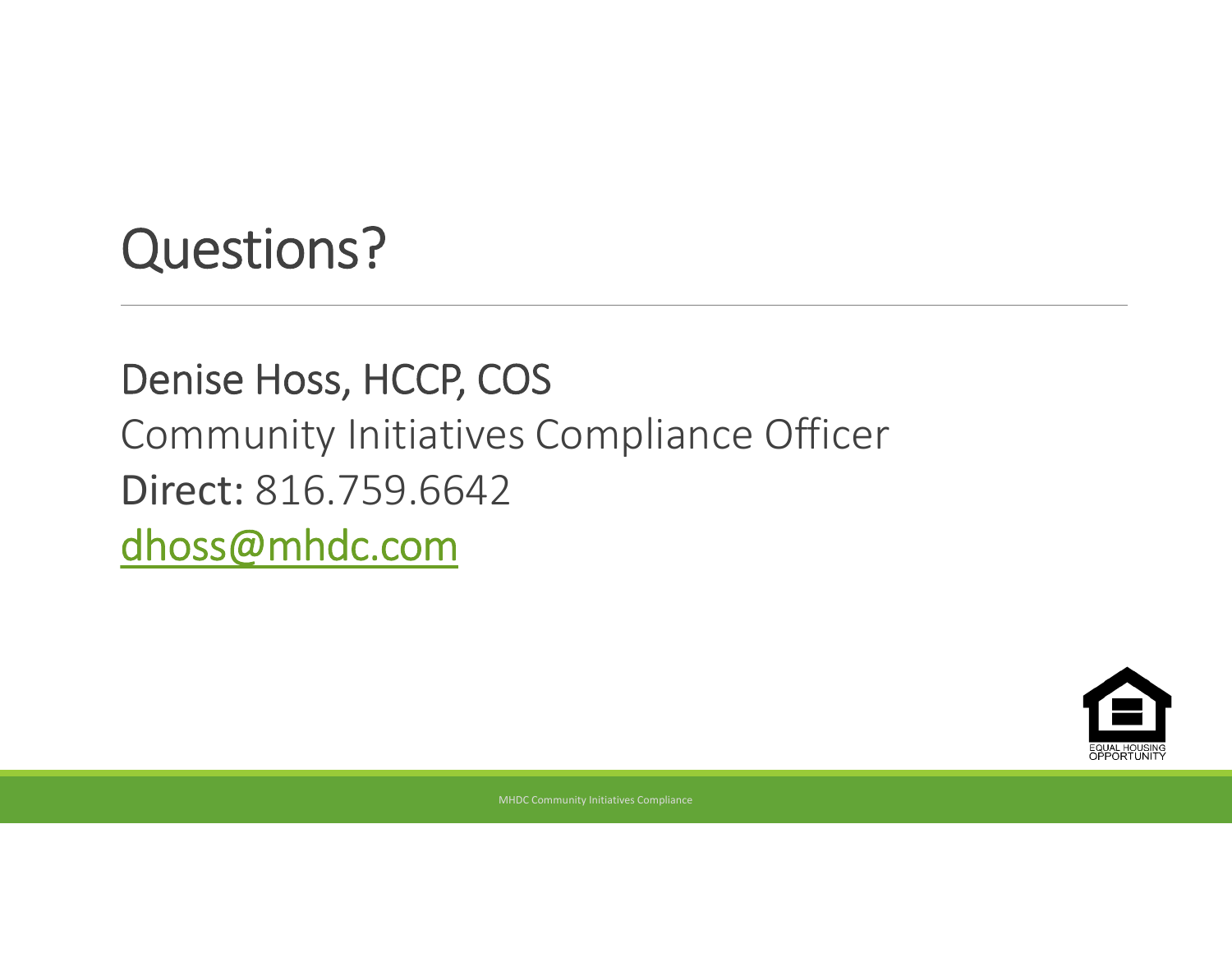# Questions?

Denise Hoss, HCCP, COS

Community Initiatives Compliance Officer

Direct: 816.759.6642

[dhoss@mhdc.com](mailto:dhoss@mhdc.com)

EQUAL HOUSING OPPORTUNITY